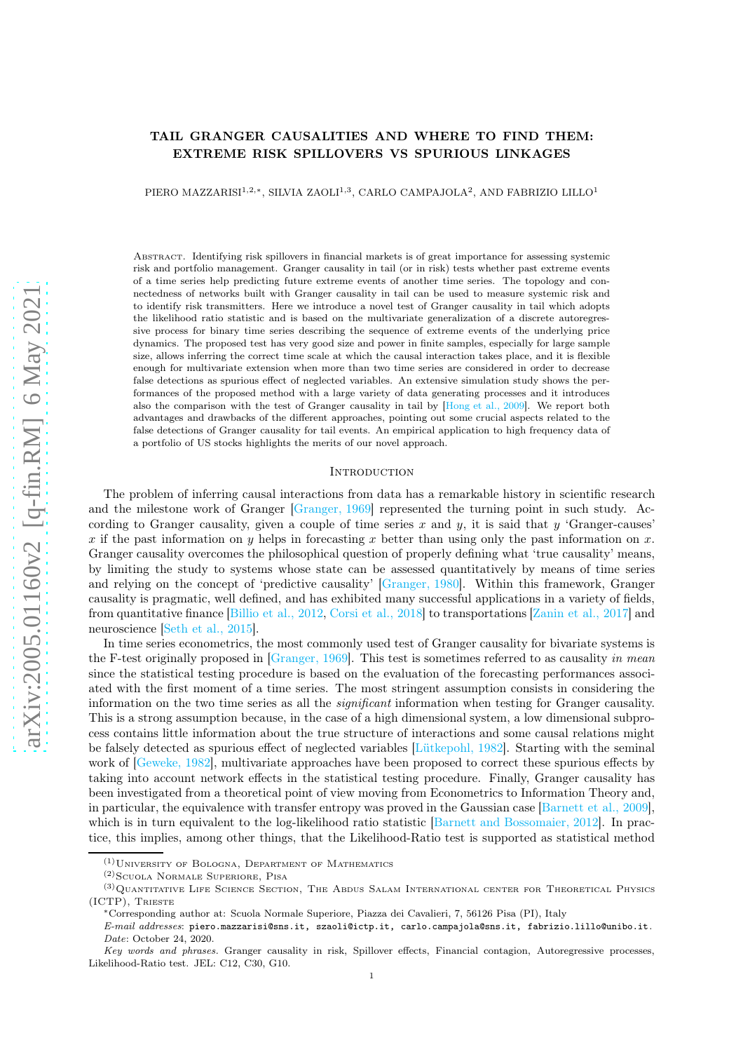# TAIL GRANGER CAUSALITIES AND WHERE TO FIND THEM: EXTREME RISK SPILLOVERS VS SPURIOUS LINKAGES

PIERO MAZZARISI[1,2,*], SILVIA ZAOLI[1,3], CARLO CAMPAJOLA[2], AND FABRIZIO LILLO[1]

Abstract. Identifying risk spillovers in financial markets is of great importance for assessing systemic risk and portfolio management. Granger causality in tail (or in risk) tests whether past extreme events of a time series help predicting future extreme events of another time series. The topology and connectedness of networks built with Granger causality in tail can be used to measure systemic risk and to identify risk transmitters. Here we introduce a novel test of Granger causality in tail which adopts the likelihood ratio statistic and is based on the multivariate generalization of a discrete autoregressive process for binary time series describing the sequence of extreme events of the underlying price dynamics. The proposed test has very good size and power in finite samples, especially for large sample size, allows inferring the correct time scale at which the causal interaction takes place, and it is flexible enough for multivariate extension when more than two time series are considered in order to decrease false detections as spurious effect of neglected variables. An extensive simulation study shows the performances of the proposed method with a large variety of data generating processes and it introduces also the comparison with the test of Granger causality in tail by [Hong et al., 2009]. We report both advantages and drawbacks of the different approaches, pointing out some crucial aspects related to the false detections of Granger causality for tail events. An empirical application to high frequency data of a portfolio of US stocks highlights the merits of our novel approach.

## Introduction

The problem of inferring causal interactions from data has a remarkable history in scientific research and the milestone work of Granger [Granger, 1969] represented the turning point in such study. According to Granger causality, given a couple of time series $x$ and $y$, it is said that $y$ 'Granger-causes' $x$ if the past information on $y$ helps in forecasting $x$ better than using only the past information on $x$. Granger causality overcomes the philosophical question of properly defining what 'true causality' means, by limiting the study to systems whose state can be assessed quantitatively by means of time series and relying on the concept of 'predictive causality' [Granger, 1980]. Within this framework, Granger causality is pragmatic, well defined, and has exhibited many successful applications in a variety of fields, from quantitative finance [Billio et al., 2012, Corsi et al., 2018] to transportations [Zanin et al., 2017] and neuroscience [Seth et al., 2015].

In time series econometrics, the most commonly used test of Granger causality for bivariate systems is the F-test originally proposed in [Granger, 1969]. This test is sometimes referred to as causality *in mean* since the statistical testing procedure is based on the evaluation of the forecasting performances associated with the first moment of a time series. The most stringent assumption consists in considering the information on the two time series as all the *significant* information when testing for Granger causality. This is a strong assumption because, in the case of a high dimensional system, a low dimensional subprocess contains little information about the true structure of interactions and some causal relations might be falsely detected as spurious effect of neglected variables [Lütkepohl, 1982]. Starting with the seminal work of [Geweke, 1982], multivariate approaches have been proposed to correct these spurious effects by taking into account network effects in the statistical testing procedure. Finally, Granger causality has been investigated from a theoretical point of view moving from Econometrics to Information Theory and, in particular, the equivalence with transfer entropy was proved in the Gaussian case [Barnett et al., 2009], which is in turn equivalent to the log-likelihood ratio statistic [Barnett and Bossomaier, 2012]. In practice, this implies, among other things, that the Likelihood-Ratio test is supported as statistical method

---

[1] University of Bologna, Department of Mathematics

[2] Scuola Normale Superiore, Pisa

[3] Quantitative Life Science Section, The Abdus Salam International center for Theoretical Physics (ICTP), Trieste

*Corresponding author at: Scuola Normale Superiore, Piazza dei Cavalieri, 7, 56126 Pisa (PI), Italy

*E-mail addresses*: piero.mazzarisi@sns.it, szaoli@ictp.it, carlo.campajola@sns.it, fabrizio.lillo@unibo.it.

*Date*: October 24, 2020.

*Key words and phrases.* Granger causality in risk, Spillover effects, Financial contagion, Autoregressive processes, Likelihood-Ratio test. JEL: C12, C30, G10.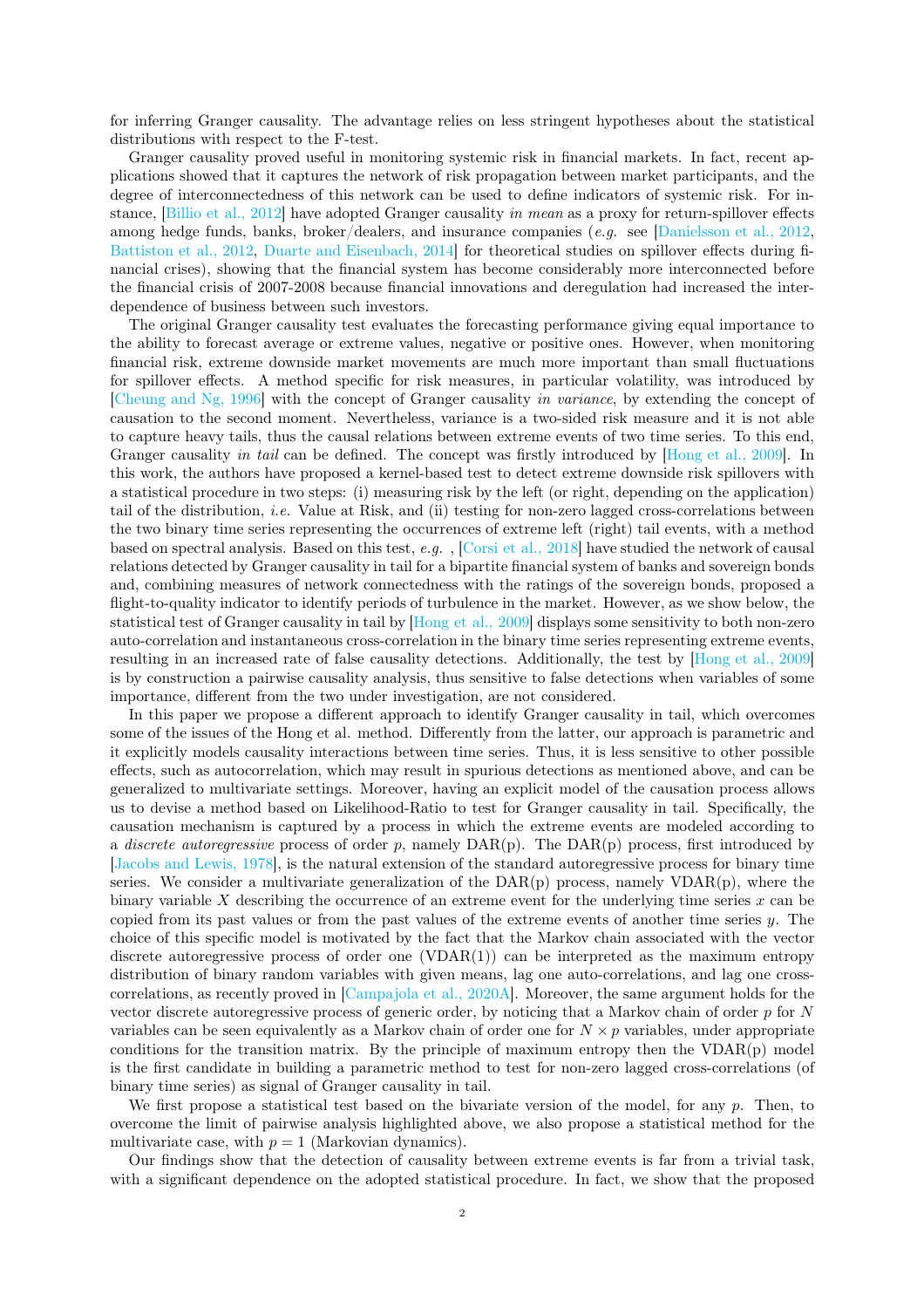for inferring Granger causality. The advantage relies on less stringent hypotheses about the statistical distributions with respect to the F-test.

Granger causality proved useful in monitoring systemic risk in financial markets. In fact, recent applications showed that it captures the network of risk propagation between market participants, and the degree of interconnectedness of this network can be used to define indicators of systemic risk. For instance, [Billio et al., 2012] have adopted Granger causality *in mean* as a proxy for return-spillover effects among hedge funds, banks, broker/dealers, and insurance companies (*e.g.* see [Danielsson et al., 2012, Battiston et al., 2012, Duarte and Eisenbach, 2014] for theoretical studies on spillover effects during financial crises), showing that the financial system has become considerably more interconnected before the financial crisis of 2007-2008 because financial innovations and deregulation had increased the interdependence of business between such investors.

The original Granger causality test evaluates the forecasting performance giving equal importance to the ability to forecast average or extreme values, negative or positive ones. However, when monitoring financial risk, extreme downside market movements are much more important than small fluctuations for spillover effects. A method specific for risk measures, in particular volatility, was introduced by [Cheung and Ng, 1996] with the concept of Granger causality *in variance*, by extending the concept of causation to the second moment. Nevertheless, variance is a two-sided risk measure and it is not able to capture heavy tails, thus the causal relations between extreme events of two time series. To this end, Granger causality *in tail* can be defined. The concept was firstly introduced by [Hong et al., 2009]. In this work, the authors have proposed a kernel-based test to detect extreme downside risk spillovers with a statistical procedure in two steps: (i) measuring risk by the left (or right, depending on the application) tail of the distribution, *i.e.* Value at Risk, and (ii) testing for non-zero lagged cross-correlations between the two binary time series representing the occurrences of extreme left (right) tail events, with a method based on spectral analysis. Based on this test, *e.g.* , [Corsi et al., 2018] have studied the network of causal relations detected by Granger causality in tail for a bipartite financial system of banks and sovereign bonds and, combining measures of network connectedness with the ratings of the sovereign bonds, proposed a flight-to-quality indicator to identify periods of turbulence in the market. However, as we show below, the statistical test of Granger causality in tail by [Hong et al., 2009] displays some sensitivity to both non-zero auto-correlation and instantaneous cross-correlation in the binary time series representing extreme events, resulting in an increased rate of false causality detections. Additionally, the test by [Hong et al., 2009] is by construction a pairwise causality analysis, thus sensitive to false detections when variables of some importance, different from the two under investigation, are not considered.

In this paper we propose a different approach to identify Granger causality in tail, which overcomes some of the issues of the Hong et al. method. Differently from the latter, our approach is parametric and it explicitly models causality interactions between time series. Thus, it is less sensitive to other possible effects, such as autocorrelation, which may result in spurious detections as mentioned above, and can be generalized to multivariate settings. Moreover, having an explicit model of the causation process allows us to devise a method based on Likelihood-Ratio to test for Granger causality in tail. Specifically, the causation mechanism is captured by a process in which the extreme events are modeled according to a *discrete autoregressive* process of order $p$, namely DAR($p$). The DAR($p$) process, first introduced by [Jacobs and Lewis, 1978], is the natural extension of the standard autoregressive process for binary time series. We consider a multivariate generalization of the DAR($p$) process, namely VDAR($p$), where the binary variable $X$ describing the occurrence of an extreme event for the underlying time series $x$ can be copied from its past values or from the past values of the extreme events of another time series $y$. The choice of this specific model is motivated by the fact that the Markov chain associated with the vector discrete autoregressive process of order one (VDAR(1)) can be interpreted as the maximum entropy distribution of binary random variables with given means, lag one auto-correlations, and lag one cross-correlations, as recently proved in [Campajola et al., 2020A]. Moreover, the same argument holds for the vector discrete autoregressive process of generic order, by noticing that a Markov chain of order $p$ for $N$ variables can be seen equivalently as a Markov chain of order one for $N \times p$ variables, under appropriate conditions for the transition matrix. By the principle of maximum entropy then the VDAR($p$) model is the first candidate in building a parametric method to test for non-zero lagged cross-correlations (of binary time series) as signal of Granger causality in tail.

We first propose a statistical test based on the bivariate version of the model, for any $p$. Then, to overcome the limit of pairwise analysis highlighted above, we also propose a statistical method for the multivariate case, with $p = 1$ (Markovian dynamics).

Our findings show that the detection of causality between extreme events is far from a trivial task, with a significant dependence on the adopted statistical procedure. In fact, we show that the proposed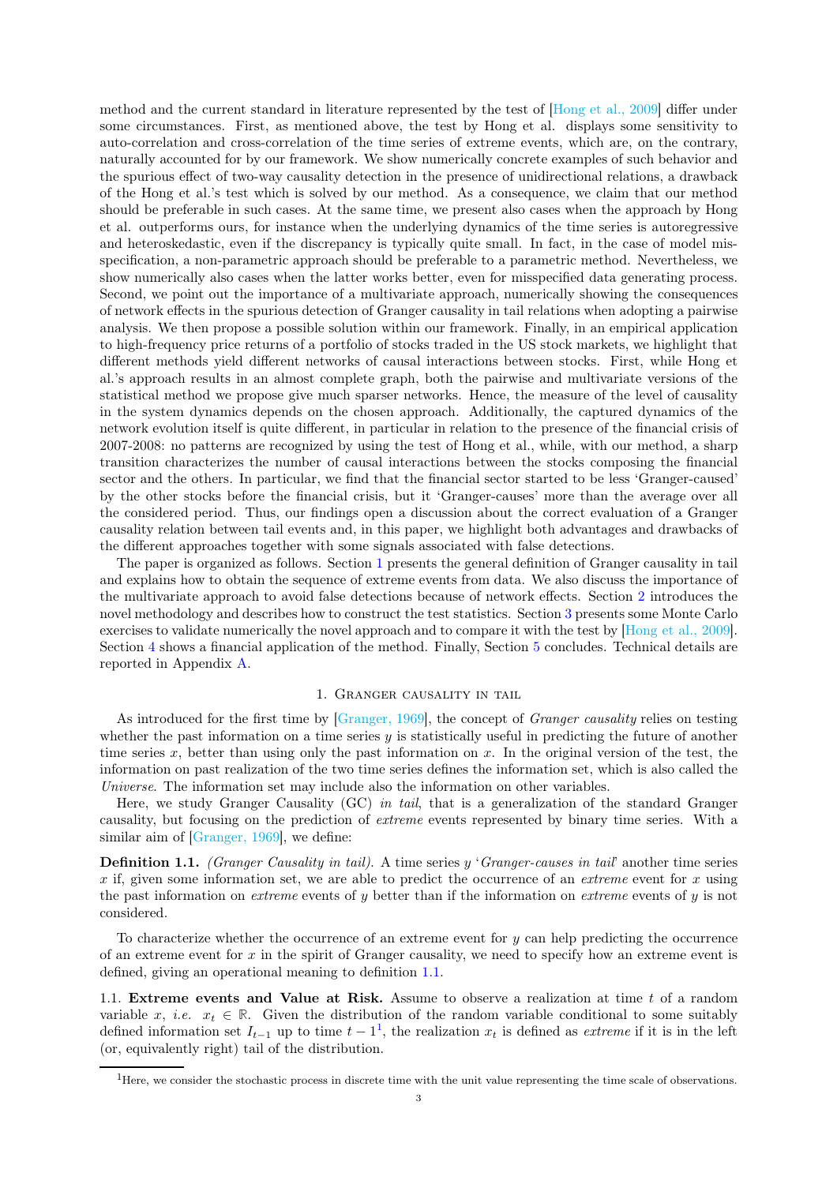method and the current standard in literature represented by the test of [Hong et al., 2009] differ under some circumstances. First, as mentioned above, the test by Hong et al. displays some sensitivity to auto-correlation and cross-correlation of the time series of extreme events, which are, on the contrary, naturally accounted for by our framework. We show numerically concrete examples of such behavior and the spurious effect of two-way causality detection in the presence of unidirectional relations, a drawback of the Hong et al.'s test which is solved by our method. As a consequence, we claim that our method should be preferable in such cases. At the same time, we present also cases when the approach by Hong et al. outperforms ours, for instance when the underlying dynamics of the time series is autoregressive and heteroskedastic, even if the discrepancy is typically quite small. In fact, in the case of model misspecification, a non-parametric approach should be preferable to a parametric method. Nevertheless, we show numerically also cases when the latter works better, even for misspecified data generating process. Second, we point out the importance of a multivariate approach, numerically showing the consequences of network effects in the spurious detection of Granger causality in tail relations when adopting a pairwise analysis. We then propose a possible solution within our framework. Finally, in an empirical application to high-frequency price returns of a portfolio of stocks traded in the US stock markets, we highlight that different methods yield different networks of causal interactions between stocks. First, while Hong et al.'s approach results in an almost complete graph, both the pairwise and multivariate versions of the statistical method we propose give much sparser networks. Hence, the measure of the level of causality in the system dynamics depends on the chosen approach. Additionally, the captured dynamics of the network evolution itself is quite different, in particular in relation to the presence of the financial crisis of 2007-2008: no patterns are recognized by using the test of Hong et al., while, with our method, a sharp transition characterizes the number of causal interactions between the stocks composing the financial sector and the others. In particular, we find that the financial sector started to be less 'Granger-caused' by the other stocks before the financial crisis, but it 'Granger-causes' more than the average over all the considered period. Thus, our findings open a discussion about the correct evaluation of a Granger causality relation between tail events and, in this paper, we highlight both advantages and drawbacks of the different approaches together with some signals associated with false detections.

The paper is organized as follows. Section 1 presents the general definition of Granger causality in tail and explains how to obtain the sequence of extreme events from data. We also discuss the importance of the multivariate approach to avoid false detections because of network effects. Section 2 introduces the novel methodology and describes how to construct the test statistics. Section 3 presents some Monte Carlo exercises to validate numerically the novel approach and to compare it with the test by [Hong et al., 2009]. Section 4 shows a financial application of the method. Finally, Section 5 concludes. Technical details are reported in Appendix A.

# 1. Granger causality in tail

As introduced for the first time by [Granger, 1969], the concept of *Granger causality* relies on testing whether the past information on a time series $y$ is statistically useful in predicting the future of another time series $x$, better than using only the past information on $x$. In the original version of the test, the information on past realization of the two time series defines the information set, which is also called the *Universe*. The information set may include also the information on other variables.

Here, we study Granger Causality (GC) *in tail*, that is a generalization of the standard Granger causality, but focusing on the prediction of *extreme* events represented by binary time series. With a similar aim of [Granger, 1969], we define:

**Definition 1.1.** *(Granger Causality in tail).* A time series $y$ '*Granger-causes in tail*' another time series $x$ if, given some information set, we are able to predict the occurrence of an *extreme* event for $x$ using the past information on *extreme* events of $y$ better than if the information on *extreme* events of $y$ is not considered.

To characterize whether the occurrence of an extreme event for $y$ can help predicting the occurrence of an extreme event for $x$ in the spirit of Granger causality, we need to specify how an extreme event is defined, giving an operational meaning to definition 1.1.

## 1.1. Extreme events and Value at Risk.

Assume to observe a realization at time $t$ of a random variable $x$, *i.e.* $x_t \in \mathbb{R}$. Given the distribution of the random variable conditional to some suitably defined information set $I_{t-1}$ up to time $t-1$[1], the realization $x_t$ is defined as *extreme* if it is in the left (or, equivalently right) tail of the distribution.

[1] Here, we consider the stochastic process in discrete time with the unit value representing the time scale of observations.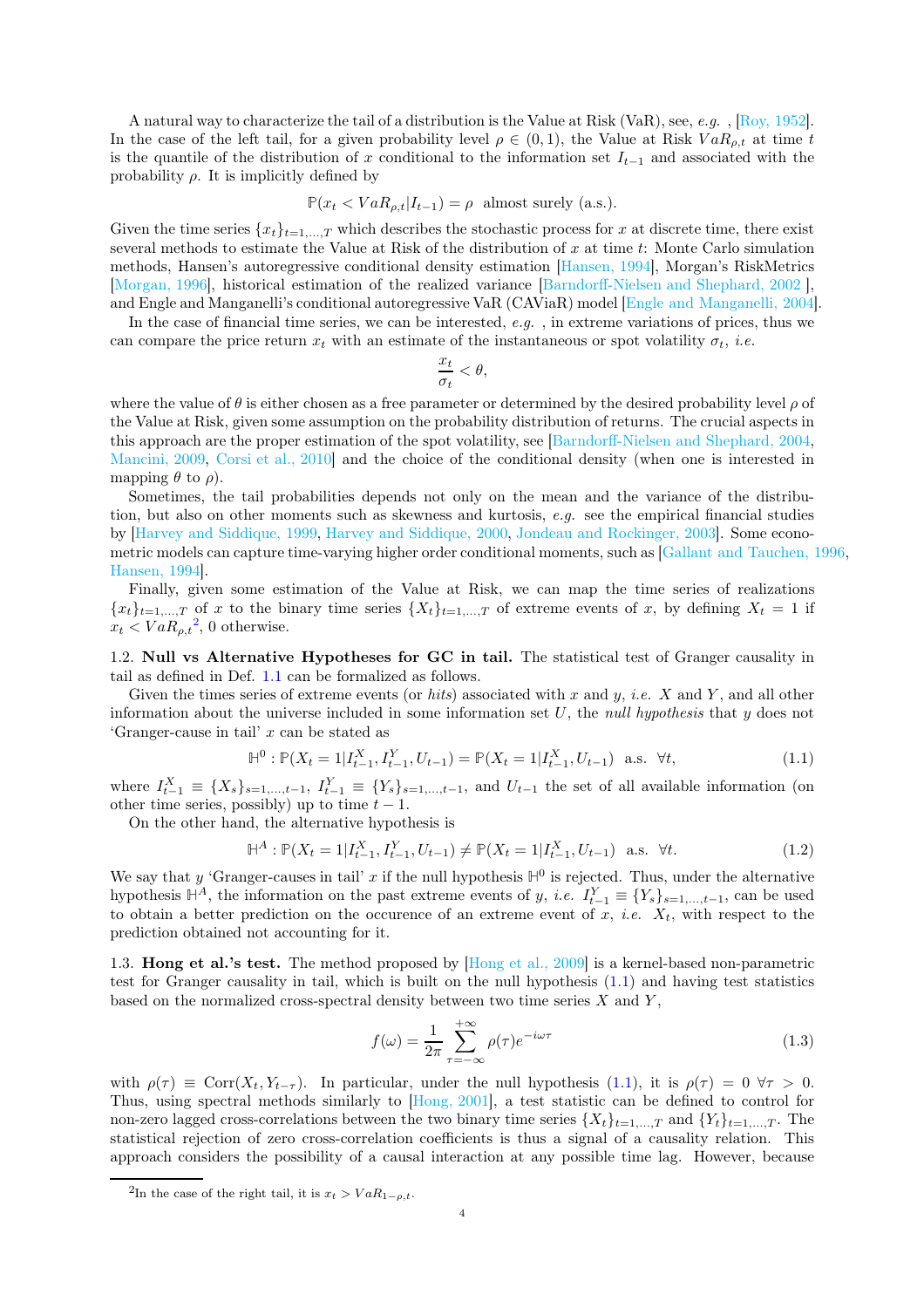A natural way to characterize the tail of a distribution is the Value at Risk (VaR), see, *e.g.* , [Roy, 1952]. In the case of the left tail, for a given probability level $\rho \in (0,1)$, the Value at Risk $VaR_{\rho,t}$ at time $t$ is the quantile of the distribution of $x$ conditional to the information set $I_{t-1}$ and associated with the probability $\rho$. It is implicitly defined by

$$\mathbb{P}(x_t < VaR_{\rho,t}|I_{t-1}) = \rho \ \text{ almost surely (a.s.).}$$

Given the time series $\{x_t\}_{t=1,\ldots,T}$ which describes the stochastic process for $x$ at discrete time, there exist several methods to estimate the Value at Risk of the distribution of $x$ at time $t$: Monte Carlo simulation methods, Hansen's autoregressive conditional density estimation [Hansen, 1994], Morgan's RiskMetrics [Morgan, 1996], historical estimation of the realized variance [Barndorff-Nielsen and Shephard, 2002 ], and Engle and Manganelli's conditional autoregressive VaR (CAViaR) model [Engle and Manganelli, 2004].

In the case of financial time series, we can be interested, *e.g.* , in extreme variations of prices, thus we can compare the price return $x_t$ with an estimate of the instantaneous or spot volatility $\sigma_t$, *i.e.*

$$\frac{x_t}{\sigma_t} < \theta,$$

where the value of $\theta$ is either chosen as a free parameter or determined by the desired probability level $\rho$ of the Value at Risk, given some assumption on the probability distribution of returns. The crucial aspects in this approach are the proper estimation of the spot volatility, see [Barndorff-Nielsen and Shephard, 2004, Mancini, 2009, Corsi et al., 2010] and the choice of the conditional density (when one is interested in mapping $\theta$ to $\rho$).

Sometimes, the tail probabilities depends not only on the mean and the variance of the distribution, but also on other moments such as skewness and kurtosis, *e.g.* see the empirical financial studies by [Harvey and Siddique, 1999, Harvey and Siddique, 2000, Jondeau and Rockinger, 2003]. Some econometric models can capture time-varying higher order conditional moments, such as [Gallant and Tauchen, 1996, Hansen, 1994].

Finally, given some estimation of the Value at Risk, we can map the time series of realizations $\{x_t\}_{t=1,\ldots,T}$ of $x$ to the binary time series $\{X_t\}_{t=1,\ldots,T}$ of extreme events of $x$, by defining $X_t = 1$ if $x_t < VaR_{\rho,t}$[2], 0 otherwise.

1.2. **Null vs Alternative Hypotheses for GC in tail.** The statistical test of Granger causality in tail as defined in Def. 1.1 can be formalized as follows.

Given the times series of extreme events (or *hits*) associated with $x$ and $y$, *i.e.* $X$ and $Y$, and all other information about the universe included in some information set $U$, the *null hypothesis* that $y$ does not 'Granger-cause in tail' $x$ can be stated as

$$\mathbb{H}^0 : \mathbb{P}(X_t = 1|I^X_{t-1}, I^Y_{t-1}, U_{t-1}) = \mathbb{P}(X_t = 1|I^X_{t-1}, U_{t-1}) \ \text{ a.s.} \ \ \forall t, \tag{1.1}$$

where $I^X_{t-1} \equiv \{X_s\}_{s=1,\ldots,t-1}$, $I^Y_{t-1} \equiv \{Y_s\}_{s=1,\ldots,t-1}$, and $U_{t-1}$ the set of all available information (on other time series, possibly) up to time $t-1$.

On the other hand, the alternative hypothesis is

$$\mathbb{H}^A : \mathbb{P}(X_t = 1|I^X_{t-1}, I^Y_{t-1}, U_{t-1}) \neq \mathbb{P}(X_t = 1|I^X_{t-1}, U_{t-1}) \ \text{ a.s.} \ \ \forall t. \tag{1.2}$$

We say that $y$ 'Granger-causes in tail' $x$ if the null hypothesis $\mathbb{H}^0$ is rejected. Thus, under the alternative hypothesis $\mathbb{H}^A$, the information on the past extreme events of $y$, *i.e.* $I^Y_{t-1} \equiv \{Y_s\}_{s=1,\ldots,t-1}$, can be used to obtain a better prediction on the occurence of an extreme event of $x$, *i.e.* $X_t$, with respect to the prediction obtained not accounting for it.

1.3. **Hong et al.'s test.** The method proposed by [Hong et al., 2009] is a kernel-based non-parametric test for Granger causality in tail, which is built on the null hypothesis (1.1) and having test statistics based on the normalized cross-spectral density between two time series $X$ and $Y$,

$$f(\omega) = \frac{1}{2\pi} \sum_{\tau=-\infty}^{+\infty} \rho(\tau) e^{-i\omega\tau} \tag{1.3}$$

with $\rho(\tau) \equiv \text{Corr}(X_t, Y_{t-\tau})$. In particular, under the null hypothesis (1.1), it is $\rho(\tau) = 0 \ \forall \tau > 0$. Thus, using spectral methods similarly to [Hong, 2001], a test statistic can be defined to control for non-zero lagged cross-correlations between the two binary time series $\{X_t\}_{t=1,\ldots,T}$ and $\{Y_t\}_{t=1,\ldots,T}$. The statistical rejection of zero cross-correlation coefficients is thus a signal of a causality relation. This approach considers the possibility of a causal interaction at any possible time lag. However, because

[2] In the case of the right tail, it is $x_t > VaR_{1-\rho,t}$.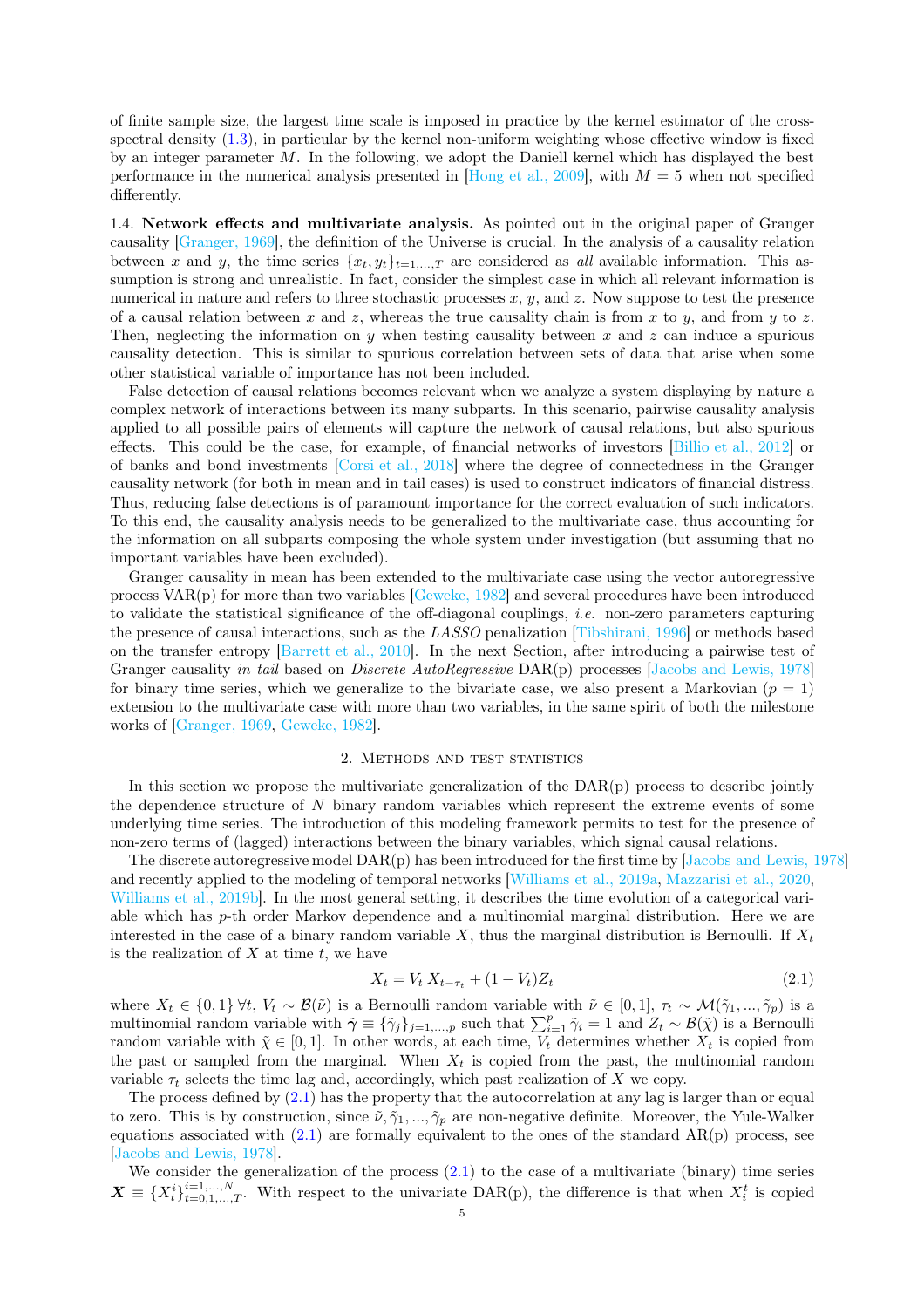of finite sample size, the largest time scale is imposed in practice by the kernel estimator of the cross-spectral density (1.3), in particular by the kernel non-uniform weighting whose effective window is fixed by an integer parameter $M$. In the following, we adopt the Daniell kernel which has displayed the best performance in the numerical analysis presented in [Hong et al., 2009], with $M = 5$ when not specified differently.

1.4. **Network effects and multivariate analysis.** As pointed out in the original paper of Granger causality [Granger, 1969], the definition of the Universe is crucial. In the analysis of a causality relation between $x$ and $y$, the time series $\{x_t, y_t\}_{t=1,...,T}$ are considered as *all* available information. This assumption is strong and unrealistic. In fact, consider the simplest case in which all relevant information is numerical in nature and refers to three stochastic processes $x$, $y$, and $z$. Now suppose to test the presence of a causal relation between $x$ and $z$, whereas the true causality chain is from $x$ to $y$, and from $y$ to $z$. Then, neglecting the information on $y$ when testing causality between $x$ and $z$ can induce a spurious causality detection. This is similar to spurious correlation between sets of data that arise when some other statistical variable of importance has not been included.

False detection of causal relations becomes relevant when we analyze a system displaying by nature a complex network of interactions between its many subparts. In this scenario, pairwise causality analysis applied to all possible pairs of elements will capture the network of causal relations, but also spurious effects. This could be the case, for example, of financial networks of investors [Billio et al., 2012] or of banks and bond investments [Corsi et al., 2018] where the degree of connectedness in the Granger causality network (for both in mean and in tail cases) is used to construct indicators of financial distress. Thus, reducing false detections is of paramount importance for the correct evaluation of such indicators. To this end, the causality analysis needs to be generalized to the multivariate case, thus accounting for the information on all subparts composing the whole system under investigation (but assuming that no important variables have been excluded).

Granger causality in mean has been extended to the multivariate case using the vector autoregressive process VAR(p) for more than two variables [Geweke, 1982] and several procedures have been introduced to validate the statistical significance of the off-diagonal couplings, *i.e.* non-zero parameters capturing the presence of causal interactions, such as the *LASSO* penalization [Tibshirani, 1996] or methods based on the transfer entropy [Barrett et al., 2010]. In the next Section, after introducing a pairwise test of Granger causality *in tail* based on *Discrete AutoRegressive* DAR(p) processes [Jacobs and Lewis, 1978] for binary time series, which we generalize to the bivariate case, we also present a Markovian ($p = 1$) extension to the multivariate case with more than two variables, in the same spirit of both the milestone works of [Granger, 1969, Geweke, 1982].

## 2. Methods and test statistics

In this section we propose the multivariate generalization of the DAR(p) process to describe jointly the dependence structure of $N$ binary random variables which represent the extreme events of some underlying time series. The introduction of this modeling framework permits to test for the presence of non-zero terms of (lagged) interactions between the binary variables, which signal causal relations.

The discrete autoregressive model DAR(p) has been introduced for the first time by [Jacobs and Lewis, 1978] and recently applied to the modeling of temporal networks [Williams et al., 2019a, Mazzarisi et al., 2020, Williams et al., 2019b]. In the most general setting, it describes the time evolution of a categorical variable which has $p$-th order Markov dependence and a multinomial marginal distribution. Here we are interested in the case of a binary random variable $X$, thus the marginal distribution is Bernoulli. If $X_t$ is the realization of $X$ at time $t$, we have

$$X_t = V_t \, X_{t-\tau_t} + (1 - V_t) Z_t \tag{2.1}$$

where $X_t \in \{0, 1\}$ $\forall t$, $V_t \sim \mathcal{B}(\tilde{\nu})$ is a Bernoulli random variable with $\tilde{\nu} \in [0, 1]$, $\tau_t \sim \mathcal{M}(\tilde{\gamma}_1, ..., \tilde{\gamma}_p)$ is a multinomial random variable with $\tilde{\boldsymbol{\gamma}} \equiv \{\tilde{\gamma}_j\}_{j=1,...,p}$ such that $\sum_{i=1}^{p} \tilde{\gamma}_i = 1$ and $Z_t \sim \mathcal{B}(\tilde{\chi})$ is a Bernoulli random variable with $\tilde{\chi} \in [0, 1]$. In other words, at each time, $V_t$ determines whether $X_t$ is copied from the past or sampled from the marginal. When $X_t$ is copied from the past, the multinomial random variable $\tau_t$ selects the time lag and, accordingly, which past realization of $X$ we copy.

The process defined by (2.1) has the property that the autocorrelation at any lag is larger than or equal to zero. This is by construction, since $\tilde{\nu}, \tilde{\gamma}_1, ..., \tilde{\gamma}_p$ are non-negative definite. Moreover, the Yule-Walker equations associated with (2.1) are formally equivalent to the ones of the standard AR(p) process, see [Jacobs and Lewis, 1978].

We consider the generalization of the process (2.1) to the case of a multivariate (binary) time series $\boldsymbol{X} \equiv \{X_t^i\}_{t=0,1,...,T}^{i=1,...,N}$. With respect to the univariate DAR(p), the difference is that when $X_t^i$ is copied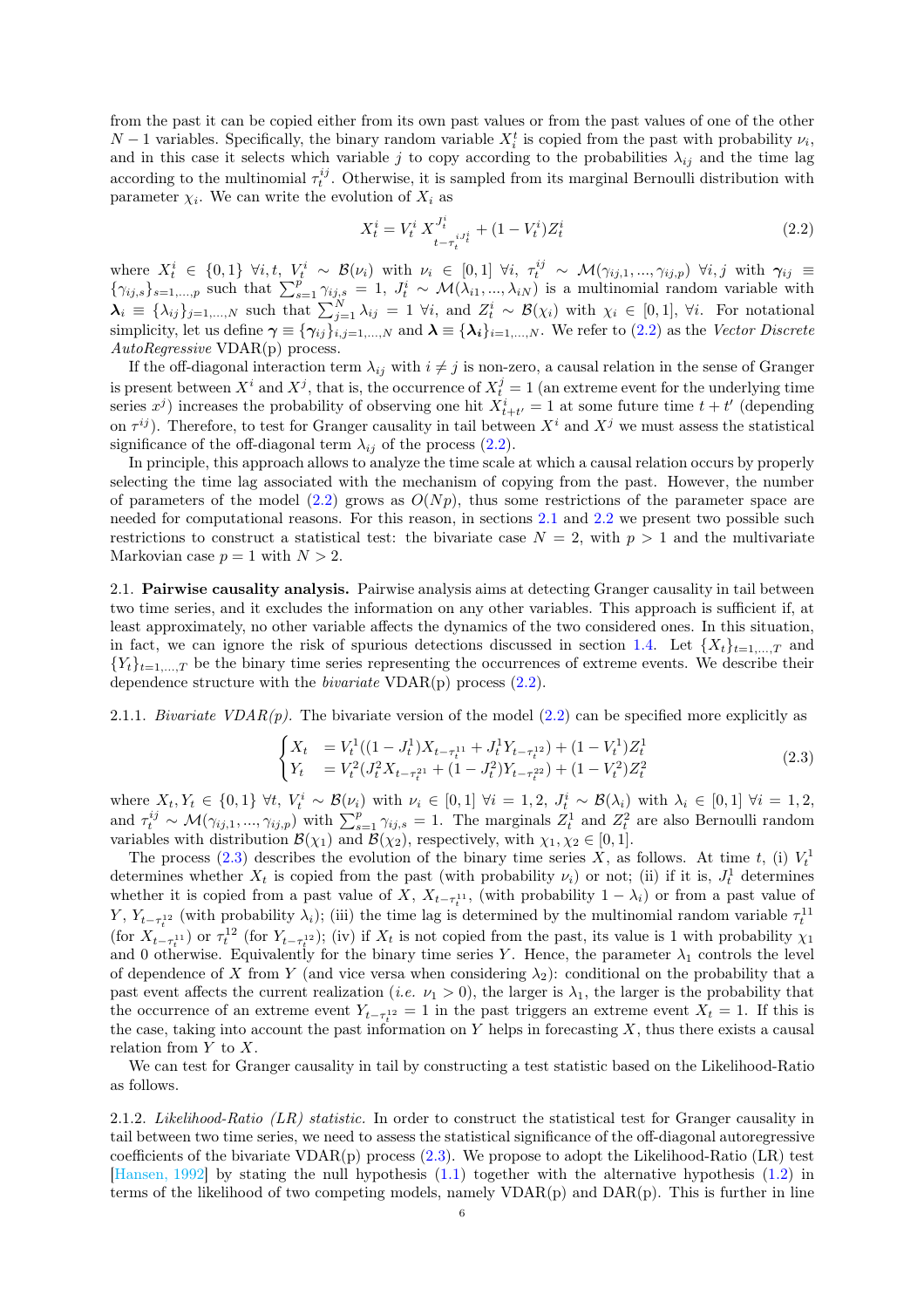from the past it can be copied either from its own past values or from the past values of one of the other $N-1$ variables. Specifically, the binary random variable $X_t^i$ is copied from the past with probability $\nu_i$, and in this case it selects which variable $j$ to copy according to the probabilities $\lambda_{ij}$ and the time lag according to the multinomial $\tau_t^{ij}$. Otherwise, it is sampled from its marginal Bernoulli distribution with parameter $\chi_i$. We can write the evolution of $X_i$ as

$$X_t^i = V_t^i \, X_{t-\tau_t^{iJ_t^i}}^{J_t^i} + (1-V_t^i) Z_t^i \tag{2.2}$$

where $X_t^i \in \{0,1\}$ $\forall i,t$, $V_t^i \sim \mathcal{B}(\nu_i)$ with $\nu_i \in [0,1]$ $\forall i$, $\tau_t^{ij} \sim \mathcal{M}(\gamma_{ij,1},...,\gamma_{ij,p})$ $\forall i,j$ with $\boldsymbol{\gamma}_{ij} \equiv \{\gamma_{ij,s}\}_{s=1,...,p}$ such that $\sum_{s=1}^{p} \gamma_{ij,s} = 1$, $J_t^i \sim \mathcal{M}(\lambda_{i1},...,\lambda_{iN})$ is a multinomial random variable with $\boldsymbol{\lambda}_i \equiv \{\lambda_{ij}\}_{j=1,...,N}$ such that $\sum_{j=1}^{N} \lambda_{ij} = 1$ $\forall i$, and $Z_t^i \sim \mathcal{B}(\chi_i)$ with $\chi_i \in [0,1]$, $\forall i$. For notational simplicity, let us define $\boldsymbol{\gamma} \equiv \{\boldsymbol{\gamma}_{ij}\}_{i,j=1,...,N}$ and $\boldsymbol{\lambda} \equiv \{\boldsymbol{\lambda_i}\}_{i=1,...,N}$. We refer to (2.2) as the *Vector Discrete AutoRegressive* VDAR(p) process.

If the off-diagonal interaction term $\lambda_{ij}$ with $i \neq j$ is non-zero, a causal relation in the sense of Granger is present between $X^i$ and $X^j$, that is, the occurrence of $X_t^j = 1$ (an extreme event for the underlying time series $x^j$) increases the probability of observing one hit $X_{t+t'}^i = 1$ at some future time $t+t'$ (depending on $\tau^{ij}$). Therefore, to test for Granger causality in tail between $X^i$ and $X^j$ we must assess the statistical significance of the off-diagonal term $\lambda_{ij}$ of the process (2.2).

In principle, this approach allows to analyze the time scale at which a causal relation occurs by properly selecting the time lag associated with the mechanism of copying from the past. However, the number of parameters of the model (2.2) grows as $O(Np)$, thus some restrictions of the parameter space are needed for computational reasons. For this reason, in sections 2.1 and 2.2 we present two possible such restrictions to construct a statistical test: the bivariate case $N=2$, with $p>1$ and the multivariate Markovian case $p=1$ with $N>2$.

2.1. **Pairwise causality analysis.** Pairwise analysis aims at detecting Granger causality in tail between two time series, and it excludes the information on any other variables. This approach is sufficient if, at least approximately, no other variable affects the dynamics of the two considered ones. In this situation, in fact, we can ignore the risk of spurious detections discussed in section 1.4. Let $\{X_t\}_{t=1,...,T}$ and $\{Y_t\}_{t=1,...,T}$ be the binary time series representing the occurrences of extreme events. We describe their dependence structure with the *bivariate* VDAR(p) process (2.2).

2.1.1. *Bivariate VDAR(p).* The bivariate version of the model (2.2) can be specified more explicitly as

$$\begin{cases} X_t &= V_t^1((1-J_t^1)X_{t-\tau_t^{11}} + J_t^1 Y_{t-\tau_t^{12}}) + (1-V_t^1)Z_t^1 \\ Y_t &= V_t^2(J_t^2 X_{t-\tau_t^{21}} + (1-J_t^2)Y_{t-\tau_t^{22}}) + (1-V_t^2)Z_t^2 \end{cases} \tag{2.3}$$

where $X_t, Y_t \in \{0,1\}$ $\forall t$, $V_t^i \sim \mathcal{B}(\nu_i)$ with $\nu_i \in [0,1]$ $\forall i=1,2$, $J_t^i \sim \mathcal{B}(\lambda_i)$ with $\lambda_i \in [0,1]$ $\forall i=1,2$, and $\tau_t^{ij} \sim \mathcal{M}(\gamma_{ij,1},...,\gamma_{ij,p})$ with $\sum_{s=1}^{p} \gamma_{ij,s} = 1$. The marginals $Z_t^1$ and $Z_t^2$ are also Bernoulli random variables with distribution $\mathcal{B}(\chi_1)$ and $\mathcal{B}(\chi_2)$, respectively, with $\chi_1, \chi_2 \in [0,1]$.

The process (2.3) describes the evolution of the binary time series $X$, as follows. At time $t$, (i) $V_t^1$ determines whether $X_t$ is copied from the past (with probability $\nu_1$) or not; (ii) if it is, $J_t^1$ determines whether it is copied from a past value of $X$, $X_{t-\tau_t^{11}}$, (with probability $1-\lambda_1$) or from a past value of $Y$, $Y_{t-\tau_t^{12}}$ (with probability $\lambda_1$); (iii) the time lag is determined by the multinomial random variable $\tau_t^{11}$ (for $X_{t-\tau_t^{11}}$) or $\tau_t^{12}$ (for $Y_{t-\tau_t^{12}}$); (iv) if $X_t$ is not copied from the past, its value is 1 with probability $\chi_1$ and 0 otherwise. Equivalently for the binary time series $Y$. Hence, the parameter $\lambda_1$ controls the level of dependence of $X$ from $Y$ (and vice versa when considering $\lambda_2$): conditional on the probability that a past event affects the current realization (*i.e.* $\nu_1 > 0$), the larger is $\lambda_1$, the larger is the probability that the occurrence of an extreme event $Y_{t-\tau_t^{12}} = 1$ in the past triggers an extreme event $X_t = 1$. If this is the case, taking into account the past information on $Y$ helps in forecasting $X$, thus there exists a causal relation from $Y$ to $X$.

We can test for Granger causality in tail by constructing a test statistic based on the Likelihood-Ratio as follows.

2.1.2. *Likelihood-Ratio (LR) statistic.* In order to construct the statistical test for Granger causality in tail between two time series, we need to assess the statistical significance of the off-diagonal autoregressive coefficients of the bivariate VDAR(p) process (2.3). We propose to adopt the Likelihood-Ratio (LR) test [Hansen, 1992] by stating the null hypothesis (1.1) together with the alternative hypothesis (1.2) in terms of the likelihood of two competing models, namely VDAR(p) and DAR(p). This is further in line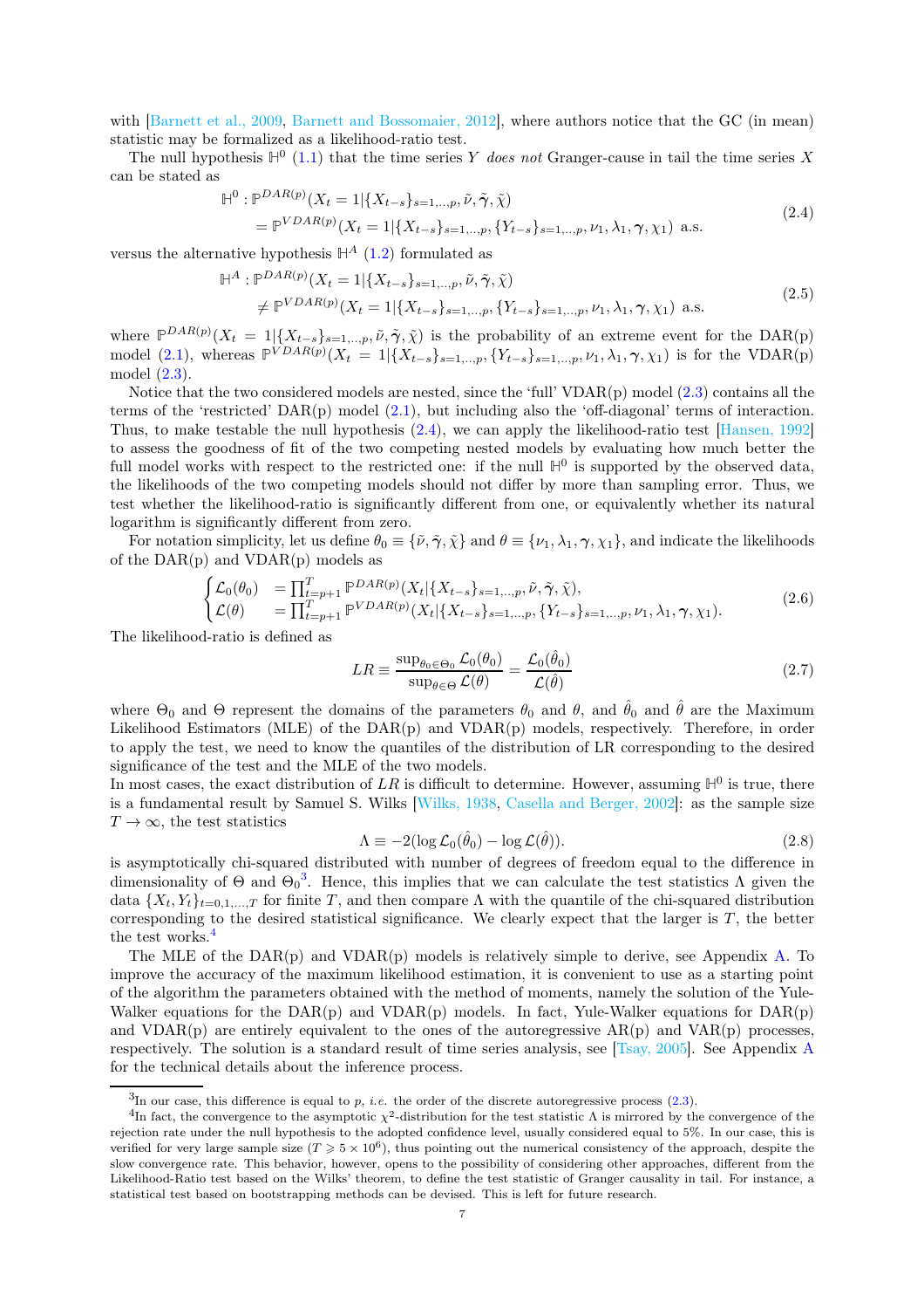with [Barnett et al., 2009, Barnett and Bossomaier, 2012], where authors notice that the GC (in mean) statistic may be formalized as a likelihood-ratio test.

The null hypothesis $\mathbb{H}^0$ (1.1) that the time series $Y$ *does not* Granger-cause in tail the time series $X$ can be stated as

$$
\begin{aligned}
\mathbb{H}^0 : &\mathbb{P}^{DAR(p)}(X_t = 1|\{X_{t-s}\}_{s=1,..,p}, \tilde{\nu}, \tilde{\boldsymbol{\gamma}}, \tilde{\chi}) \\
&= \mathbb{P}^{VDAR(p)}(X_t = 1|\{X_{t-s}\}_{s=1,..,p}, \{Y_{t-s}\}_{s=1,..,p}, \nu_1, \lambda_1, \boldsymbol{\gamma}, \chi_1) \text{ a.s.}
\end{aligned}
\tag{2.4}
$$

versus the alternative hypothesis $\mathbb{H}^A$ (1.2) formulated as

$$
\begin{aligned}
\mathbb{H}^A : &\mathbb{P}^{DAR(p)}(X_t = 1|\{X_{t-s}\}_{s=1,..,p}, \tilde{\nu}, \tilde{\boldsymbol{\gamma}}, \tilde{\chi}) \\
&\neq \mathbb{P}^{VDAR(p)}(X_t = 1|\{X_{t-s}\}_{s=1,..,p}, \{Y_{t-s}\}_{s=1,..,p}, \nu_1, \lambda_1, \boldsymbol{\gamma}, \chi_1) \text{ a.s.}
\end{aligned}
\tag{2.5}
$$

where $\mathbb{P}^{DAR(p)}(X_t = 1|\{X_{t-s}\}_{s=1,..,p}, \tilde{\nu}, \tilde{\boldsymbol{\gamma}}, \tilde{\chi})$ is the probability of an extreme event for the DAR(p) model (2.1), whereas $\mathbb{P}^{VDAR(p)}(X_t = 1|\{X_{t-s}\}_{s=1,..,p}, \{Y_{t-s}\}_{s=1,..,p}, \nu_1, \lambda_1, \boldsymbol{\gamma}, \chi_1)$ is for the VDAR(p) model (2.3).

Notice that the two considered models are nested, since the 'full' VDAR(p) model (2.3) contains all the terms of the 'restricted' DAR(p) model (2.1), but including also the 'off-diagonal' terms of interaction. Thus, to make testable the null hypothesis (2.4), we can apply the likelihood-ratio test [Hansen, 1992] to assess the goodness of fit of the two competing nested models by evaluating how much better the full model works with respect to the restricted one: if the null $\mathbb{H}^0$ is supported by the observed data, the likelihoods of the two competing models should not differ by more than sampling error. Thus, we test whether the likelihood-ratio is significantly different from one, or equivalently whether its natural logarithm is significantly different from zero.

For notation simplicity, let us define $\theta_0 \equiv \{\tilde{\nu}, \tilde{\boldsymbol{\gamma}}, \tilde{\chi}\}$ and $\theta \equiv \{\nu_1, \lambda_1, \boldsymbol{\gamma}, \chi_1\}$, and indicate the likelihoods of the DAR(p) and VDAR(p) models as

$$
\begin{cases}
\mathcal{L}_0(\theta_0) &= \prod_{t=p+1}^{T} \mathbb{P}^{DAR(p)}(X_t|\{X_{t-s}\}_{s=1,..,p}, \tilde{\nu}, \tilde{\boldsymbol{\gamma}}, \tilde{\chi}), \\
\mathcal{L}(\theta) &= \prod_{t=p+1}^{T} \mathbb{P}^{VDAR(p)}(X_t|\{X_{t-s}\}_{s=1,..,p}, \{Y_{t-s}\}_{s=1,..,p}, \nu_1, \lambda_1, \boldsymbol{\gamma}, \chi_1).
\end{cases}
\tag{2.6}
$$

The likelihood-ratio is defined as

$$
LR \equiv \frac{\sup_{\theta_0 \in \Theta_0} \mathcal{L}_0(\theta_0)}{\sup_{\theta \in \Theta} \mathcal{L}(\theta)} = \frac{\mathcal{L}_0(\hat{\theta}_0)}{\mathcal{L}(\hat{\theta})}
\tag{2.7}
$$

where $\Theta_0$ and $\Theta$ represent the domains of the parameters $\theta_0$ and $\theta$, and $\hat{\theta}_0$ and $\hat{\theta}$ are the Maximum Likelihood Estimators (MLE) of the DAR(p) and VDAR(p) models, respectively. Therefore, in order to apply the test, we need to know the quantiles of the distribution of LR corresponding to the desired significance of the test and the MLE of the two models.

In most cases, the exact distribution of $LR$ is difficult to determine. However, assuming $\mathbb{H}^0$ is true, there is a fundamental result by Samuel S. Wilks [Wilks, 1938, Casella and Berger, 2002]: as the sample size $T \to \infty$, the test statistics

$$
\Lambda \equiv -2(\log \mathcal{L}_0(\hat{\theta}_0) - \log \mathcal{L}(\hat{\theta})).
\tag{2.8}
$$

is asymptotically chi-squared distributed with number of degrees of freedom equal to the difference in dimensionality of $\Theta$ and $\Theta_0$[3]. Hence, this implies that we can calculate the test statistics $\Lambda$ given the data $\{X_t, Y_t\}_{t=0,1,...,T}$ for finite $T$, and then compare $\Lambda$ with the quantile of the chi-squared distribution corresponding to the desired statistical significance. We clearly expect that the larger is $T$, the better the test works.[4]

The MLE of the DAR(p) and VDAR(p) models is relatively simple to derive, see Appendix A. To improve the accuracy of the maximum likelihood estimation, it is convenient to use as a starting point of the algorithm the parameters obtained with the method of moments, namely the solution of the Yule-Walker equations for the DAR(p) and VDAR(p) models. In fact, Yule-Walker equations for DAR(p) and VDAR(p) are entirely equivalent to the ones of the autoregressive AR(p) and VAR(p) processes, respectively. The solution is a standard result of time series analysis, see [Tsay, 2005]. See Appendix A for the technical details about the inference process.

---

[3] In our case, this difference is equal to $p$, *i.e.* the order of the discrete autoregressive process (2.3).

[4] In fact, the convergence to the asymptotic $\chi^2$-distribution for the test statistic $\Lambda$ is mirrored by the convergence of the rejection rate under the null hypothesis to the adopted confidence level, usually considered equal to 5%. In our case, this is verified for very large sample size ($T \geqslant 5 \times 10^6$), thus pointing out the numerical consistency of the approach, despite the slow convergence rate. This behavior, however, opens to the possibility of considering other approaches, different from the Likelihood-Ratio test based on the Wilks' theorem, to define the test statistic of Granger causality in tail. For instance, a statistical test based on bootstrapping methods can be devised. This is left for future research.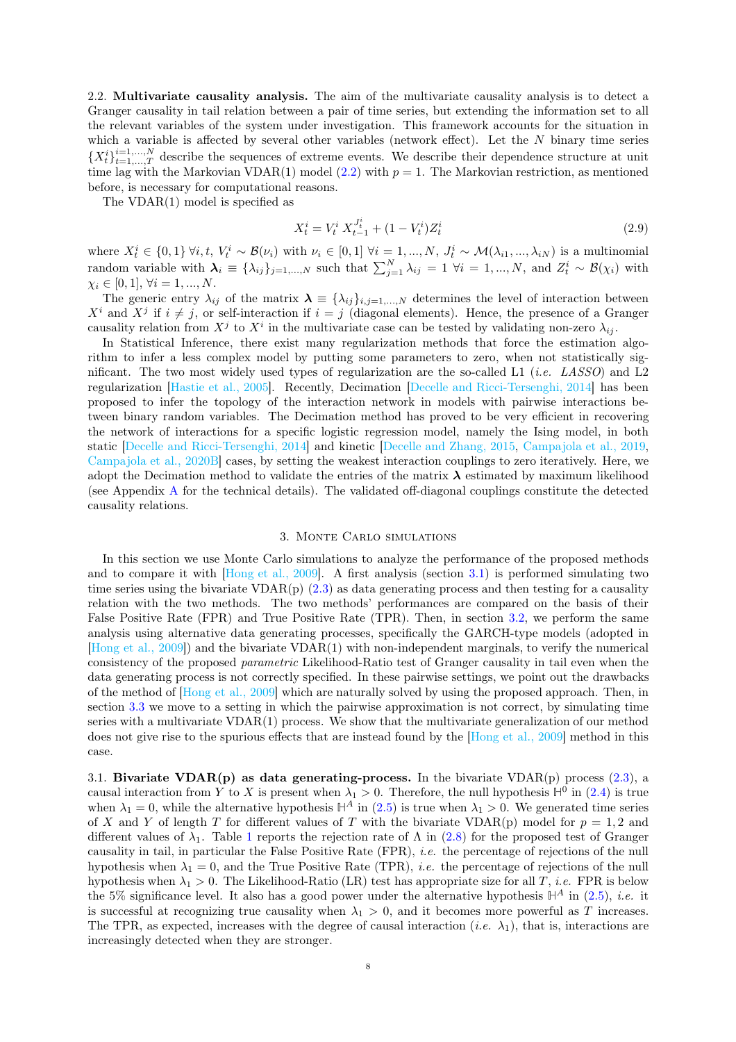2.2. **Multivariate causality analysis.** The aim of the multivariate causality analysis is to detect a Granger causality in tail relation between a pair of time series, but extending the information set to all the relevant variables of the system under investigation. This framework accounts for the situation in which a variable is affected by several other variables (network effect). Let the $N$ binary time series $\{X_t^i\}_{t=1,...,T}^{i=1,...,N}$ describe the sequences of extreme events. We describe their dependence structure at unit time lag with the Markovian VDAR(1) model (2.2) with $p = 1$. The Markovian restriction, as mentioned before, is necessary for computational reasons.

The VDAR(1) model is specified as

$$X_t^i = V_t^i \, X_{t-1}^{J_t^i} + (1 - V_t^i) Z_t^i \tag{2.9}$$

where $X_t^i \in \{0, 1\} \; \forall i, t$, $V_t^i \sim \mathcal{B}(\nu_i)$ with $\nu_i \in [0, 1] \; \forall i = 1, ..., N$, $J_t^i \sim \mathcal{M}(\lambda_{i1}, ..., \lambda_{iN})$ is a multinomial random variable with $\boldsymbol{\lambda}_i \equiv \{\lambda_{ij}\}_{j=1,...,N}$ such that $\sum_{j=1}^{N} \lambda_{ij} = 1 \; \forall i = 1, ..., N$, and $Z_t^i \sim \mathcal{B}(\chi_i)$ with $\chi_i \in [0, 1]$, $\forall i = 1, ..., N$.

The generic entry $\lambda_{ij}$ of the matrix $\boldsymbol{\lambda} \equiv \{\lambda_{ij}\}_{i,j=1,...,N}$ determines the level of interaction between $X^i$ and $X^j$ if $i \neq j$, or self-interaction if $i = j$ (diagonal elements). Hence, the presence of a Granger causality relation from $X^j$ to $X^i$ in the multivariate case can be tested by validating non-zero $\lambda_{ij}$.

In Statistical Inference, there exist many regularization methods that force the estimation algorithm to infer a less complex model by putting some parameters to zero, when not statistically significant. The two most widely used types of regularization are the so-called L1 (*i.e. LASSO*) and L2 regularization [Hastie et al., 2005]. Recently, Decimation [Decelle and Ricci-Tersenghi, 2014] has been proposed to infer the topology of the interaction network in models with pairwise interactions between binary random variables. The Decimation method has proved to be very efficient in recovering the network of interactions for a specific logistic regression model, namely the Ising model, in both static [Decelle and Ricci-Tersenghi, 2014] and kinetic [Decelle and Zhang, 2015, Campajola et al., 2019, Campajola et al., 2020B] cases, by setting the weakest interaction couplings to zero iteratively. Here, we adopt the Decimation method to validate the entries of the matrix $\boldsymbol{\lambda}$ estimated by maximum likelihood (see Appendix A for the technical details). The validated off-diagonal couplings constitute the detected causality relations.

## 3. Monte Carlo simulations

In this section we use Monte Carlo simulations to analyze the performance of the proposed methods and to compare it with [Hong et al., 2009]. A first analysis (section 3.1) is performed simulating two time series using the bivariate VDAR(p) (2.3) as data generating process and then testing for a causality relation with the two methods. The two methods' performances are compared on the basis of their False Positive Rate (FPR) and True Positive Rate (TPR). Then, in section 3.2, we perform the same analysis using alternative data generating processes, specifically the GARCH-type models (adopted in [Hong et al., 2009]) and the bivariate VDAR(1) with non-independent marginals, to verify the numerical consistency of the proposed *parametric* Likelihood-Ratio test of Granger causality in tail even when the data generating process is not correctly specified. In these pairwise settings, we point out the drawbacks of the method of [Hong et al., 2009] which are naturally solved by using the proposed approach. Then, in section 3.3 we move to a setting in which the pairwise approximation is not correct, by simulating time series with a multivariate VDAR(1) process. We show that the multivariate generalization of our method does not give rise to the spurious effects that are instead found by the [Hong et al., 2009] method in this case.

3.1. **Bivariate VDAR(p) as data generating-process.** In the bivariate VDAR(p) process (2.3), a causal interaction from $Y$ to $X$ is present when $\lambda_1 > 0$. Therefore, the null hypothesis $\mathbb{H}^0$ in (2.4) is true when $\lambda_1 = 0$, while the alternative hypothesis $\mathbb{H}^A$ in (2.5) is true when $\lambda_1 > 0$. We generated time series of $X$ and $Y$ of length $T$ for different values of $T$ with the bivariate VDAR(p) model for $p = 1, 2$ and different values of $\lambda_1$. Table 1 reports the rejection rate of $\Lambda$ in (2.8) for the proposed test of Granger causality in tail, in particular the False Positive Rate (FPR), *i.e.* the percentage of rejections of the null hypothesis when $\lambda_1 = 0$, and the True Positive Rate (TPR), *i.e.* the percentage of rejections of the null hypothesis when $\lambda_1 > 0$. The Likelihood-Ratio (LR) test has appropriate size for all $T$, *i.e.* FPR is below the 5% significance level. It also has a good power under the alternative hypothesis $\mathbb{H}^A$ in (2.5), *i.e.* it is successful at recognizing true causality when $\lambda_1 > 0$, and it becomes more powerful as $T$ increases. The TPR, as expected, increases with the degree of causal interaction (*i.e.* $\lambda_1$), that is, interactions are increasingly detected when they are stronger.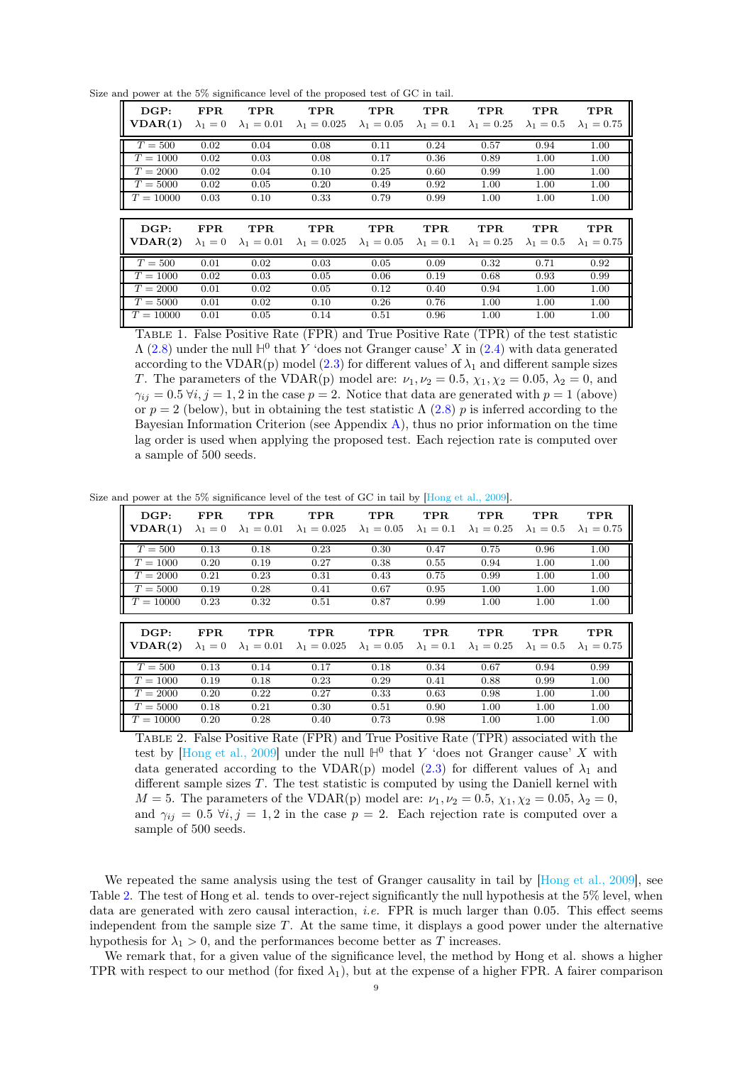Size and power at the 5% significance level of the proposed test of GC in tail.

| **DGP: VDAR(1)** | **FPR** $\lambda_1 = 0$ | **TPR** $\lambda_1 = 0.01$ | **TPR** $\lambda_1 = 0.025$ | **TPR** $\lambda_1 = 0.05$ | **TPR** $\lambda_1 = 0.1$ | **TPR** $\lambda_1 = 0.25$ | **TPR** $\lambda_1 = 0.5$ | **TPR** $\lambda_1 = 0.75$ |
|---|---|---|---|---|---|---|---|---|
| $T = 500$ | 0.02 | 0.04 | 0.08 | 0.11 | 0.24 | 0.57 | 0.94 | 1.00 |
| $T = 1000$ | 0.02 | 0.03 | 0.08 | 0.17 | 0.36 | 0.89 | 1.00 | 1.00 |
| $T = 2000$ | 0.02 | 0.04 | 0.10 | 0.25 | 0.60 | 0.99 | 1.00 | 1.00 |
| $T = 5000$ | 0.02 | 0.05 | 0.20 | 0.49 | 0.92 | 1.00 | 1.00 | 1.00 |
| $T = 10000$ | 0.03 | 0.10 | 0.33 | 0.79 | 0.99 | 1.00 | 1.00 | 1.00 |

| **DGP: VDAR(2)** | **FPR** $\lambda_1 = 0$ | **TPR** $\lambda_1 = 0.01$ | **TPR** $\lambda_1 = 0.025$ | **TPR** $\lambda_1 = 0.05$ | **TPR** $\lambda_1 = 0.1$ | **TPR** $\lambda_1 = 0.25$ | **TPR** $\lambda_1 = 0.5$ | **TPR** $\lambda_1 = 0.75$ |
|---|---|---|---|---|---|---|---|---|
| $T = 500$ | 0.01 | 0.02 | 0.03 | 0.05 | 0.09 | 0.32 | 0.71 | 0.92 |
| $T = 1000$ | 0.02 | 0.03 | 0.05 | 0.06 | 0.19 | 0.68 | 0.93 | 0.99 |
| $T = 2000$ | 0.01 | 0.02 | 0.05 | 0.12 | 0.40 | 0.94 | 1.00 | 1.00 |
| $T = 5000$ | 0.01 | 0.02 | 0.10 | 0.26 | 0.76 | 1.00 | 1.00 | 1.00 |
| $T = 10000$ | 0.01 | 0.05 | 0.14 | 0.51 | 0.96 | 1.00 | 1.00 | 1.00 |

TABLE 1. False Positive Rate (FPR) and True Positive Rate (TPR) of the test statistic $\Lambda$ (2.8) under the null $\mathbb{H}^0$ that $Y$ 'does not Granger cause' $X$ in (2.4) with data generated according to the VDAR(p) model (2.3) for different values of $\lambda_1$ and different sample sizes $T$. The parameters of the VDAR(p) model are: $\nu_1, \nu_2 = 0.5$, $\chi_1, \chi_2 = 0.05$, $\lambda_2 = 0$, and $\gamma_{ij} = 0.5\ \forall i, j = 1, 2$ in the case $p = 2$. Notice that data are generated with $p = 1$ (above) or $p = 2$ (below), but in obtaining the test statistic $\Lambda$ (2.8) $p$ is inferred according to the Bayesian Information Criterion (see Appendix A), thus no prior information on the time lag order is used when applying the proposed test. Each rejection rate is computed over a sample of 500 seeds.

Size and power at the 5% significance level of the test of GC in tail by [Hong et al., 2009].

| **DGP: VDAR(1)** | **FPR** $\lambda_1 = 0$ | **TPR** $\lambda_1 = 0.01$ | **TPR** $\lambda_1 = 0.025$ | **TPR** $\lambda_1 = 0.05$ | **TPR** $\lambda_1 = 0.1$ | **TPR** $\lambda_1 = 0.25$ | **TPR** $\lambda_1 = 0.5$ | **TPR** $\lambda_1 = 0.75$ |
|---|---|---|---|---|---|---|---|---|
| $T = 500$ | 0.13 | 0.18 | 0.23 | 0.30 | 0.47 | 0.75 | 0.96 | 1.00 |
| $T = 1000$ | 0.20 | 0.19 | 0.27 | 0.38 | 0.55 | 0.94 | 1.00 | 1.00 |
| $T = 2000$ | 0.21 | 0.23 | 0.31 | 0.43 | 0.75 | 0.99 | 1.00 | 1.00 |
| $T = 5000$ | 0.19 | 0.28 | 0.41 | 0.67 | 0.95 | 1.00 | 1.00 | 1.00 |
| $T = 10000$ | 0.23 | 0.32 | 0.51 | 0.87 | 0.99 | 1.00 | 1.00 | 1.00 |

| **DGP: VDAR(2)** | **FPR** $\lambda_1 = 0$ | **TPR** $\lambda_1 = 0.01$ | **TPR** $\lambda_1 = 0.025$ | **TPR** $\lambda_1 = 0.05$ | **TPR** $\lambda_1 = 0.1$ | **TPR** $\lambda_1 = 0.25$ | **TPR** $\lambda_1 = 0.5$ | **TPR** $\lambda_1 = 0.75$ |
|---|---|---|---|---|---|---|---|---|
| $T = 500$ | 0.13 | 0.14 | 0.17 | 0.18 | 0.34 | 0.67 | 0.94 | 0.99 |
| $T = 1000$ | 0.19 | 0.18 | 0.23 | 0.29 | 0.41 | 0.88 | 0.99 | 1.00 |
| $T = 2000$ | 0.20 | 0.22 | 0.27 | 0.33 | 0.63 | 0.98 | 1.00 | 1.00 |
| $T = 5000$ | 0.18 | 0.21 | 0.30 | 0.51 | 0.90 | 1.00 | 1.00 | 1.00 |
| $T = 10000$ | 0.20 | 0.28 | 0.40 | 0.73 | 0.98 | 1.00 | 1.00 | 1.00 |

TABLE 2. False Positive Rate (FPR) and True Positive Rate (TPR) associated with the test by [Hong et al., 2009] under the null $\mathbb{H}^0$ that $Y$ 'does not Granger cause' $X$ with data generated according to the VDAR(p) model (2.3) for different values of $\lambda_1$ and different sample sizes $T$. The test statistic is computed by using the Daniell kernel with $M = 5$. The parameters of the VDAR(p) model are: $\nu_1, \nu_2 = 0.5$, $\chi_1, \chi_2 = 0.05$, $\lambda_2 = 0$, and $\gamma_{ij} = 0.5\ \forall i, j = 1, 2$ in the case $p = 2$. Each rejection rate is computed over a sample of 500 seeds.

We repeated the same analysis using the test of Granger causality in tail by [Hong et al., 2009], see Table 2. The test of Hong et al. tends to over-reject significantly the null hypothesis at the 5% level, when data are generated with zero causal interaction, *i.e.* FPR is much larger than 0.05. This effect seems independent from the sample size $T$. At the same time, it displays a good power under the alternative hypothesis for $\lambda_1 > 0$, and the performances become better as $T$ increases.

We remark that, for a given value of the significance level, the method by Hong et al. shows a higher TPR with respect to our method (for fixed $\lambda_1$), but at the expense of a higher FPR. A fairer comparison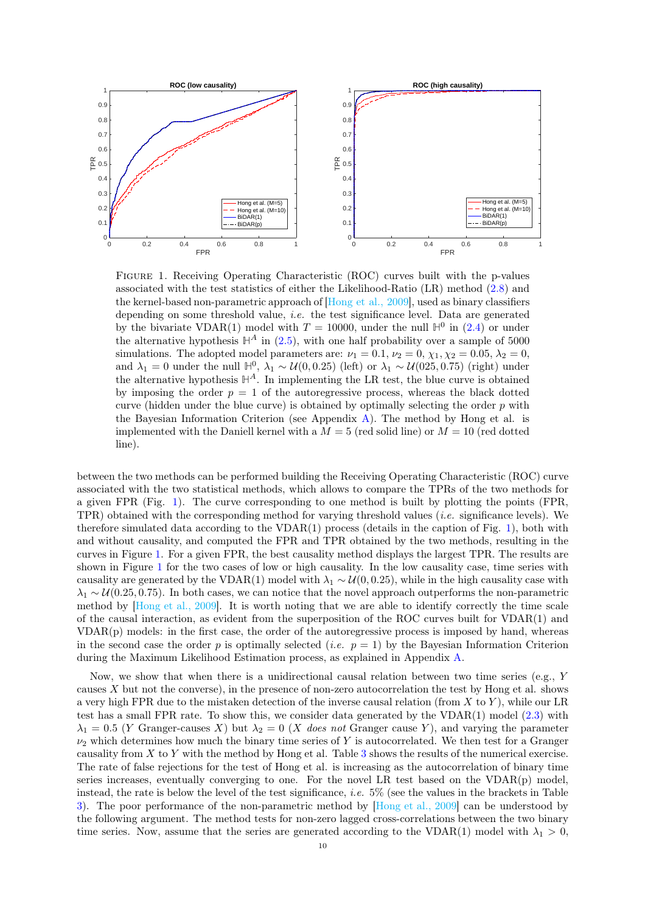Figure 1. Receiving Operating Characteristic (ROC) curves built with the p-values associated with the test statistics of either the Likelihood-Ratio (LR) method (2.8) and the kernel-based non-parametric approach of [Hong et al., 2009], used as binary classifiers depending on some threshold value, *i.e.* the test significance level. Data are generated by the bivariate VDAR(1) model with $T = 10000$, under the null $\mathbb{H}^0$ in (2.4) or under the alternative hypothesis $\mathbb{H}^A$ in (2.5), with one half probability over a sample of 5000 simulations. The adopted model parameters are: $\nu_1 = 0.1$, $\nu_2 = 0$, $\chi_1, \chi_2 = 0.05$, $\lambda_2 = 0$, and $\lambda_1 = 0$ under the null $\mathbb{H}^0$, $\lambda_1 \sim \mathcal{U}(0, 0.25)$ (left) or $\lambda_1 \sim \mathcal{U}(025, 0.75)$ (right) under the alternative hypothesis $\mathbb{H}^A$. In implementing the LR test, the blue curve is obtained by imposing the order $p = 1$ of the autoregressive process, whereas the black dotted curve (hidden under the blue curve) is obtained by optimally selecting the order $p$ with the Bayesian Information Criterion (see Appendix A). The method by Hong et al. is implemented with the Daniell kernel with a $M = 5$ (red solid line) or $M = 10$ (red dotted line).

between the two methods can be performed building the Receiving Operating Characteristic (ROC) curve associated with the two statistical methods, which allows to compare the TPRs of the two methods for a given FPR (Fig. 1). The curve corresponding to one method is built by plotting the points (FPR, TPR) obtained with the corresponding method for varying threshold values (*i.e.* significance levels). We therefore simulated data according to the VDAR(1) process (details in the caption of Fig. 1), both with and without causality, and computed the FPR and TPR obtained by the two methods, resulting in the curves in Figure 1. For a given FPR, the best causality method displays the largest TPR. The results are shown in Figure 1 for the two cases of low or high causality. In the low causality case, time series with causality are generated by the VDAR(1) model with $\lambda_1 \sim \mathcal{U}(0, 0.25)$, while in the high causality case with $\lambda_1 \sim \mathcal{U}(0.25, 0.75)$. In both cases, we can notice that the novel approach outperforms the non-parametric method by [Hong et al., 2009]. It is worth noting that we are able to identify correctly the time scale of the causal interaction, as evident from the superposition of the ROC curves built for VDAR(1) and VDAR(p) models: in the first case, the order of the autoregressive process is imposed by hand, whereas in the second case the order $p$ is optimally selected (*i.e.* $p = 1$) by the Bayesian Information Criterion during the Maximum Likelihood Estimation process, as explained in Appendix A.

Now, we show that when there is a unidirectional causal relation between two time series (e.g., $Y$ causes $X$ but not the converse), in the presence of non-zero autocorrelation the test by Hong et al. shows a very high FPR due to the mistaken detection of the inverse causal relation (from $X$ to $Y$), while our LR test has a small FPR rate. To show this, we consider data generated by the VDAR(1) model (2.3) with $\lambda_1 = 0.5$ ($Y$ Granger-causes $X$) but $\lambda_2 = 0$ ($X$ *does not* Granger cause $Y$), and varying the parameter $\nu_2$ which determines how much the binary time series of $Y$ is autocorrelated. We then test for a Granger causality from $X$ to $Y$ with the method by Hong et al. Table 3 shows the results of the numerical exercise. The rate of false rejections for the test of Hong et al. is increasing as the autocorrelation of binary time series increases, eventually converging to one. For the novel LR test based on the VDAR(p) model, instead, the rate is below the level of the test significance, *i.e.* 5% (see the values in the brackets in Table 3). The poor performance of the non-parametric method by [Hong et al., 2009] can be understood by the following argument. The method tests for non-zero lagged cross-correlations between the two binary time series. Now, assume that the series are generated according to the VDAR(1) model with $\lambda_1 > 0$,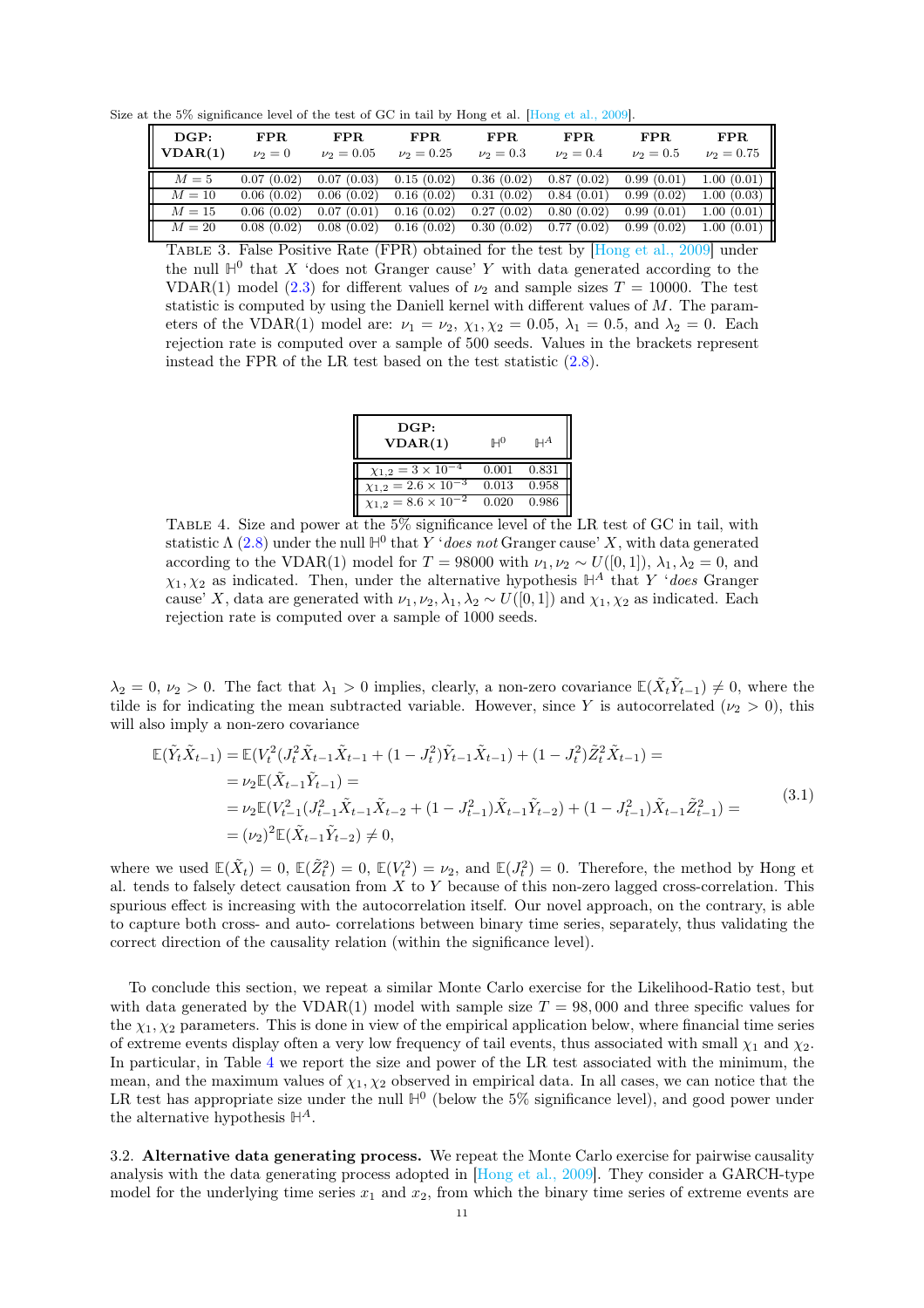Size at the 5% significance level of the test of GC in tail by Hong et al. [Hong et al., 2009].

| DGP: VDAR(1) | FPR $\nu_2 = 0$ | FPR $\nu_2 = 0.05$ | FPR $\nu_2 = 0.25$ | FPR $\nu_2 = 0.3$ | FPR $\nu_2 = 0.4$ | FPR $\nu_2 = 0.5$ | FPR $\nu_2 = 0.75$ |
|---|---|---|---|---|---|---|---|
| $M = 5$ | 0.07 (0.02) | 0.07 (0.03) | 0.15 (0.02) | 0.36 (0.02) | 0.87 (0.02) | 0.99 (0.01) | 1.00 (0.01) |
| $M = 10$ | 0.06 (0.02) | 0.06 (0.02) | 0.16 (0.02) | 0.31 (0.02) | 0.84 (0.01) | 0.99 (0.02) | 1.00 (0.03) |
| $M = 15$ | 0.06 (0.02) | 0.07 (0.01) | 0.16 (0.02) | 0.27 (0.02) | 0.80 (0.02) | 0.99 (0.01) | 1.00 (0.01) |
| $M = 20$ | 0.08 (0.02) | 0.08 (0.02) | 0.16 (0.02) | 0.30 (0.02) | 0.77 (0.02) | 0.99 (0.02) | 1.00 (0.01) |

Table 3. False Positive Rate (FPR) obtained for the test by [Hong et al., 2009] under the null $\mathbb{H}^0$ that $X$ 'does not Granger cause' $Y$ with data generated according to the VDAR(1) model (2.3) for different values of $\nu_2$ and sample sizes $T = 10000$. The test statistic is computed by using the Daniell kernel with different values of $M$. The parameters of the VDAR(1) model are: $\nu_1 = \nu_2$, $\chi_1, \chi_2 = 0.05$, $\lambda_1 = 0.5$, and $\lambda_2 = 0$. Each rejection rate is computed over a sample of 500 seeds. Values in the brackets represent instead the FPR of the LR test based on the test statistic (2.8).

| DGP: VDAR(1) | $\mathbb{H}^0$ | $\mathbb{H}^A$ |
|---|---|---|
| $\chi_{1,2} = 3 \times 10^{-4}$ | 0.001 | 0.831 |
| $\chi_{1,2} = 2.6 \times 10^{-3}$ | 0.013 | 0.958 |
| $\chi_{1,2} = 8.6 \times 10^{-2}$ | 0.020 | 0.986 |

Table 4. Size and power at the 5% significance level of the LR test of GC in tail, with statistic $\Lambda$ (2.8) under the null $\mathbb{H}^0$ that $Y$ '*does not* Granger cause' $X$, with data generated according to the VDAR(1) model for $T = 98000$ with $\nu_1, \nu_2 \sim U([0,1])$, $\lambda_1, \lambda_2 = 0$, and $\chi_1, \chi_2$ as indicated. Then, under the alternative hypothesis $\mathbb{H}^A$ that $Y$ '*does* Granger cause' $X$, data are generated with $\nu_1, \nu_2, \lambda_1, \lambda_2 \sim U([0,1])$ and $\chi_1, \chi_2$ as indicated. Each rejection rate is computed over a sample of 1000 seeds.

$\lambda_2 = 0$, $\nu_2 > 0$. The fact that $\lambda_1 > 0$ implies, clearly, a non-zero covariance $\mathbb{E}(\tilde{X}_t\tilde{Y}_{t-1}) \neq 0$, where the tilde is for indicating the mean subtracted variable. However, since $Y$ is autocorrelated ($\nu_2 > 0$), this will also imply a non-zero covariance

$$
\begin{aligned}
\mathbb{E}(\tilde{Y}_t\tilde{X}_{t-1}) &= \mathbb{E}(V_t^2(J_t^2\tilde{X}_{t-1}\tilde{X}_{t-1} + (1-J_t^2)\tilde{Y}_{t-1}\tilde{X}_{t-1}) + (1-J_t^2)\tilde{Z}_t^2\tilde{X}_{t-1}) = \\
&= \nu_2\mathbb{E}(\tilde{X}_{t-1}\tilde{Y}_{t-1}) = \\
&= \nu_2\mathbb{E}(V_{t-1}^2(J_{t-1}^2\tilde{X}_{t-1}\tilde{X}_{t-2} + (1-J_{t-1}^2)\tilde{X}_{t-1}\tilde{Y}_{t-2}) + (1-J_{t-1}^2)\tilde{X}_{t-1}\tilde{Z}_{t-1}^2) = \\
&= (\nu_2)^2\mathbb{E}(\tilde{X}_{t-1}\tilde{Y}_{t-2}) \neq 0,
\end{aligned}
\tag{3.1}
$$

where we used $\mathbb{E}(\tilde{X}_t) = 0$, $\mathbb{E}(\tilde{Z}_t^2) = 0$, $\mathbb{E}(V_t^2) = \nu_2$, and $\mathbb{E}(J_t^2) = 0$. Therefore, the method by Hong et al. tends to falsely detect causation from $X$ to $Y$ because of this non-zero lagged cross-correlation. This spurious effect is increasing with the autocorrelation itself. Our novel approach, on the contrary, is able to capture both cross- and auto- correlations between binary time series, separately, thus validating the correct direction of the causality relation (within the significance level).

To conclude this section, we repeat a similar Monte Carlo exercise for the Likelihood-Ratio test, but with data generated by the VDAR(1) model with sample size $T = 98,000$ and three specific values for the $\chi_1, \chi_2$ parameters. This is done in view of the empirical application below, where financial time series of extreme events display often a very low frequency of tail events, thus associated with small $\chi_1$ and $\chi_2$. In particular, in Table 4 we report the size and power of the LR test associated with the minimum, the mean, and the maximum values of $\chi_1, \chi_2$ observed in empirical data. In all cases, we can notice that the LR test has appropriate size under the null $\mathbb{H}^0$ (below the 5% significance level), and good power under the alternative hypothesis $\mathbb{H}^A$.

3.2. **Alternative data generating process.** We repeat the Monte Carlo exercise for pairwise causality analysis with the data generating process adopted in [Hong et al., 2009]. They consider a GARCH-type model for the underlying time series $x_1$ and $x_2$, from which the binary time series of extreme events are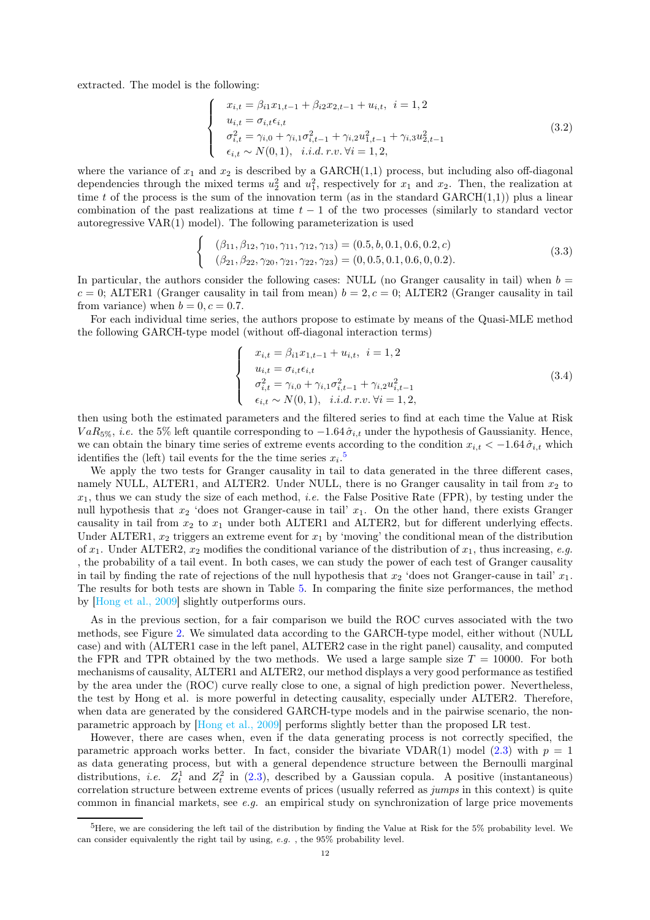extracted. The model is the following:

$$
\begin{cases}
x_{i,t} = \beta_{i1} x_{1,t-1} + \beta_{i2} x_{2,t-1} + u_{i,t}, \;\; i = 1,2 \\
u_{i,t} = \sigma_{i,t} \epsilon_{i,t} \\
\sigma^2_{i,t} = \gamma_{i,0} + \gamma_{i,1} \sigma^2_{i,t-1} + \gamma_{i,2} u^2_{1,t-1} + \gamma_{i,3} u^2_{2,t-1} \\
\epsilon_{i,t} \sim N(0,1), \;\; i.i.d. \; r.v. \; \forall i = 1,2,
\end{cases}
\tag{3.2}
$$

where the variance of $x_1$ and $x_2$ is described by a GARCH(1,1) process, but including also off-diagonal dependencies through the mixed terms $u_2^2$ and $u_1^2$, respectively for $x_1$ and $x_2$. Then, the realization at time $t$ of the process is the sum of the innovation term (as in the standard GARCH(1,1)) plus a linear combination of the past realizations at time $t-1$ of the two processes (similarly to standard vector autoregressive VAR(1) model). The following parameterization is used

$$
\begin{cases}
(\beta_{11}, \beta_{12}, \gamma_{10}, \gamma_{11}, \gamma_{12}, \gamma_{13}) = (0.5, b, 0.1, 0.6, 0.2, c) \\
(\beta_{21}, \beta_{22}, \gamma_{20}, \gamma_{21}, \gamma_{22}, \gamma_{23}) = (0, 0.5, 0.1, 0.6, 0, 0.2).
\end{cases}
\tag{3.3}
$$

In particular, the authors consider the following cases: NULL (no Granger causality in tail) when $b = c = 0$; ALTER1 (Granger causality in tail from mean) $b = 2, c = 0$; ALTER2 (Granger causality in tail from variance) when $b = 0, c = 0.7$.

For each individual time series, the authors propose to estimate by means of the Quasi-MLE method the following GARCH-type model (without off-diagonal interaction terms)

$$
\begin{cases}
x_{i,t} = \beta_{i1} x_{1,t-1} + u_{i,t}, \;\; i = 1,2 \\
u_{i,t} = \sigma_{i,t} \epsilon_{i,t} \\
\sigma^2_{i,t} = \gamma_{i,0} + \gamma_{i,1} \sigma^2_{i,t-1} + \gamma_{i,2} u^2_{i,t-1} \\
\epsilon_{i,t} \sim N(0,1), \;\; i.i.d. \; r.v. \; \forall i = 1,2,
\end{cases}
\tag{3.4}
$$

then using both the estimated parameters and the filtered series to find at each time the Value at Risk $VaR_{5\%}$, *i.e.* the 5% left quantile corresponding to $-1.64\,\hat{\sigma}_{i,t}$ under the hypothesis of Gaussianity. Hence, we can obtain the binary time series of extreme events according to the condition $x_{i,t} < -1.64\,\hat{\sigma}_{i,t}$ which identifies the (left) tail events for the the time series $x_i$.[5]

We apply the two tests for Granger causality in tail to data generated in the three different cases, namely NULL, ALTER1, and ALTER2. Under NULL, there is no Granger causality in tail from $x_2$ to $x_1$, thus we can study the size of each method, *i.e.* the False Positive Rate (FPR), by testing under the null hypothesis that $x_2$ 'does not Granger-cause in tail' $x_1$. On the other hand, there exists Granger causality in tail from $x_2$ to $x_1$ under both ALTER1 and ALTER2, but for different underlying effects. Under ALTER1, $x_2$ triggers an extreme event for $x_1$ by 'moving' the conditional mean of the distribution of $x_1$. Under ALTER2, $x_2$ modifies the conditional variance of the distribution of $x_1$, thus increasing, *e.g.* , the probability of a tail event. In both cases, we can study the power of each test of Granger causality in tail by finding the rate of rejections of the null hypothesis that $x_2$ 'does not Granger-cause in tail' $x_1$. The results for both tests are shown in Table 5. In comparing the finite size performances, the method by [Hong et al., 2009] slightly outperforms ours.

As in the previous section, for a fair comparison we build the ROC curves associated with the two methods, see Figure 2. We simulated data according to the GARCH-type model, either without (NULL case) and with (ALTER1 case in the left panel, ALTER2 case in the right panel) causality, and computed the FPR and TPR obtained by the two methods. We used a large sample size $T = 10000$. For both mechanisms of causality, ALTER1 and ALTER2, our method displays a very good performance as testified by the area under the (ROC) curve really close to one, a signal of high prediction power. Nevertheless, the test by Hong et al. is more powerful in detecting causality, especially under ALTER2. Therefore, when data are generated by the considered GARCH-type models and in the pairwise scenario, the non-parametric approach by [Hong et al., 2009] performs slightly better than the proposed LR test.

However, there are cases when, even if the data generating process is not correctly specified, the parametric approach works better. In fact, consider the bivariate VDAR(1) model (2.3) with $p = 1$ as data generating process, but with a general dependence structure between the Bernoulli marginal distributions, *i.e.* $Z_t^1$ and $Z_t^2$ in (2.3), described by a Gaussian copula. A positive (instantaneous) correlation structure between extreme events of prices (usually referred as *jumps* in this context) is quite common in financial markets, see *e.g.* an empirical study on synchronization of large price movements

[5] Here, we are considering the left tail of the distribution by finding the Value at Risk for the 5% probability level. We can consider equivalently the right tail by using, *e.g.* , the 95% probability level.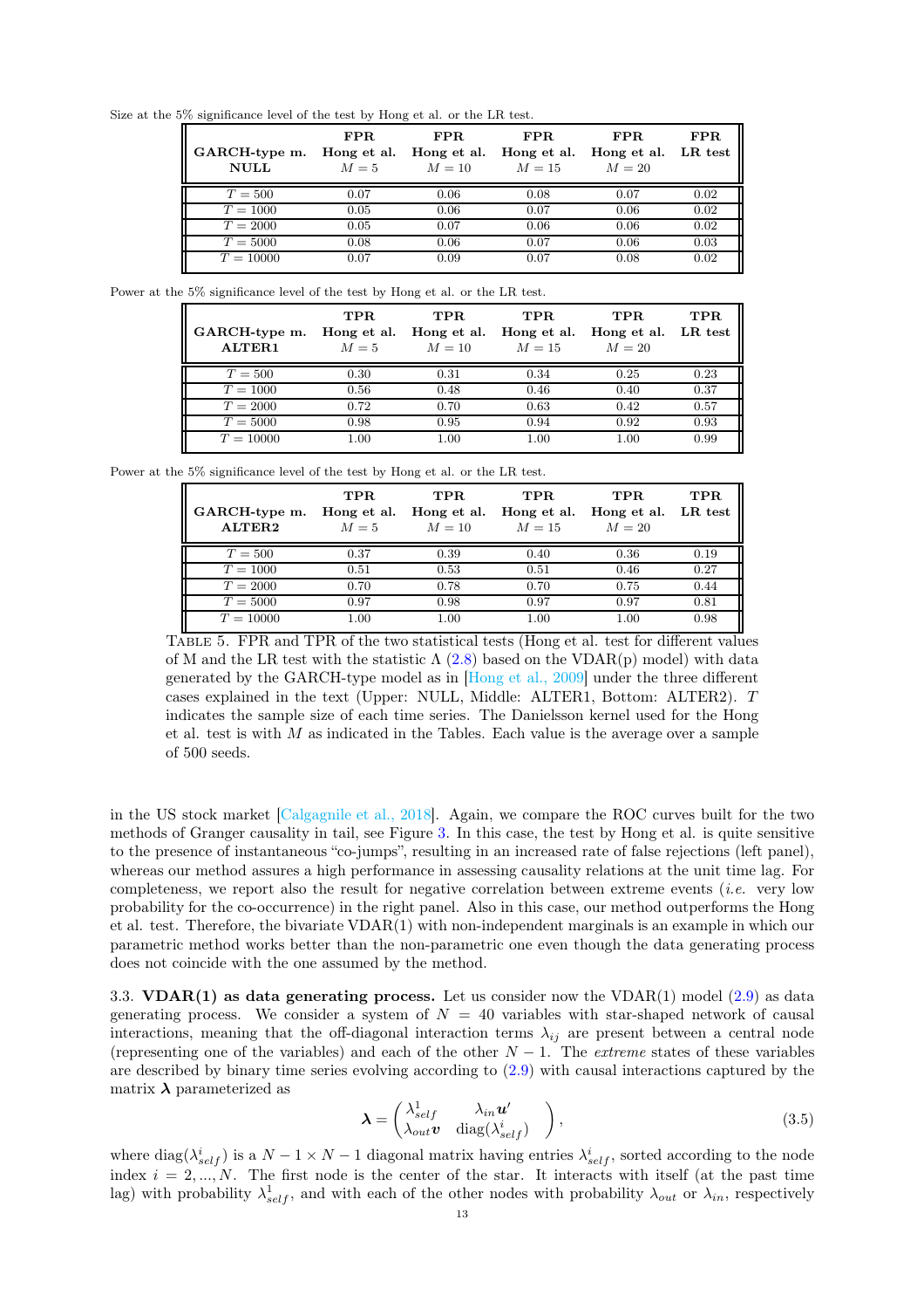Size at the 5% significance level of the test by Hong et al. or the LR test.

| **GARCH-type m. NULL** | **FPR Hong et al.** $M = 5$ | **FPR Hong et al.** $M = 10$ | **FPR Hong et al.** $M = 15$ | **FPR Hong et al.** $M = 20$ | **FPR LR test** |
|---|---|---|---|---|---|
| $T = 500$ | 0.07 | 0.06 | 0.08 | 0.07 | 0.02 |
| $T = 1000$ | 0.05 | 0.06 | 0.07 | 0.06 | 0.02 |
| $T = 2000$ | 0.05 | 0.07 | 0.06 | 0.06 | 0.02 |
| $T = 5000$ | 0.08 | 0.06 | 0.07 | 0.06 | 0.03 |
| $T = 10000$ | 0.07 | 0.09 | 0.07 | 0.08 | 0.02 |

Power at the 5% significance level of the test by Hong et al. or the LR test.

| **GARCH-type m. ALTER1** | **TPR Hong et al.** $M = 5$ | **TPR Hong et al.** $M = 10$ | **TPR Hong et al.** $M = 15$ | **TPR Hong et al.** $M = 20$ | **TPR LR test** |
|---|---|---|---|---|---|
| $T = 500$ | 0.30 | 0.31 | 0.34 | 0.25 | 0.23 |
| $T = 1000$ | 0.56 | 0.48 | 0.46 | 0.40 | 0.37 |
| $T = 2000$ | 0.72 | 0.70 | 0.63 | 0.42 | 0.57 |
| $T = 5000$ | 0.98 | 0.95 | 0.94 | 0.92 | 0.93 |
| $T = 10000$ | 1.00 | 1.00 | 1.00 | 1.00 | 0.99 |

Power at the 5% significance level of the test by Hong et al. or the LR test.

| **GARCH-type m. ALTER2** | **TPR Hong et al.** $M = 5$ | **TPR Hong et al.** $M = 10$ | **TPR Hong et al.** $M = 15$ | **TPR Hong et al.** $M = 20$ | **TPR LR test** |
|---|---|---|---|---|---|
| $T = 500$ | 0.37 | 0.39 | 0.40 | 0.36 | 0.19 |
| $T = 1000$ | 0.51 | 0.53 | 0.51 | 0.46 | 0.27 |
| $T = 2000$ | 0.70 | 0.78 | 0.70 | 0.75 | 0.44 |
| $T = 5000$ | 0.97 | 0.98 | 0.97 | 0.97 | 0.81 |
| $T = 10000$ | 1.00 | 1.00 | 1.00 | 1.00 | 0.98 |

Table 5. FPR and TPR of the two statistical tests (Hong et al. test for different values of M and the LR test with the statistic $\Lambda$ (2.8) based on the VDAR(p) model) with data generated by the GARCH-type model as in [Hong et al., 2009] under the three different cases explained in the text (Upper: NULL, Middle: ALTER1, Bottom: ALTER2). $T$ indicates the sample size of each time series. The Danielsson kernel used for the Hong et al. test is with $M$ as indicated in the Tables. Each value is the average over a sample of 500 seeds.

in the US stock market [Calgagnile et al., 2018]. Again, we compare the ROC curves built for the two methods of Granger causality in tail, see Figure 3. In this case, the test by Hong et al. is quite sensitive to the presence of instantaneous "co-jumps", resulting in an increased rate of false rejections (left panel), whereas our method assures a high performance in assessing causality relations at the unit time lag. For completeness, we report also the result for negative correlation between extreme events (*i.e.* very low probability for the co-occurrence) in the right panel. Also in this case, our method outperforms the Hong et al. test. Therefore, the bivariate VDAR(1) with non-independent marginals is an example in which our parametric method works better than the non-parametric one even though the data generating process does not coincide with the one assumed by the method.

3.3. **VDAR(1) as data generating process.** Let us consider now the VDAR(1) model (2.9) as data generating process. We consider a system of $N = 40$ variables with star-shaped network of causal interactions, meaning that the off-diagonal interaction terms $\lambda_{ij}$ are present between a central node (representing one of the variables) and each of the other $N-1$. The *extreme* states of these variables are described by binary time series evolving according to (2.9) with causal interactions captured by the matrix $\boldsymbol{\lambda}$ parameterized as

$$\boldsymbol{\lambda} = \begin{pmatrix} \lambda^1_{self} & \lambda_{in}\boldsymbol{u}' \\ \lambda_{out}\boldsymbol{v} & \mathrm{diag}(\lambda^i_{self}) \end{pmatrix}, \tag{3.5}$$

where $\mathrm{diag}(\lambda^i_{self})$ is a $N-1 \times N-1$ diagonal matrix having entries $\lambda^i_{self}$, sorted according to the node index $i = 2, ..., N$. The first node is the center of the star. It interacts with itself (at the past time lag) with probability $\lambda^1_{self}$, and with each of the other nodes with probability $\lambda_{out}$ or $\lambda_{in}$, respectively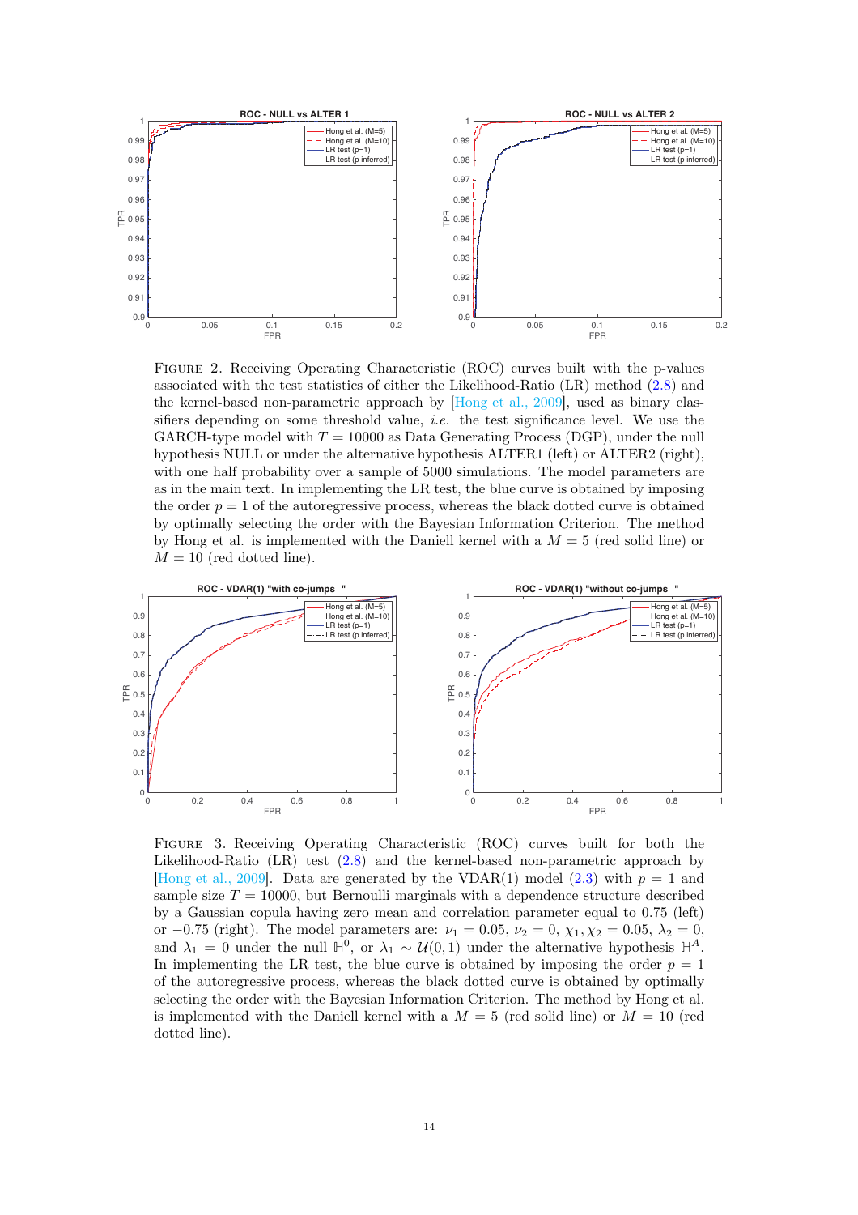Figure 2. Receiving Operating Characteristic (ROC) curves built with the p-values associated with the test statistics of either the Likelihood-Ratio (LR) method (2.8) and the kernel-based non-parametric approach by [Hong et al., 2009], used as binary classifiers depending on some threshold value, *i.e.* the test significance level. We use the GARCH-type model with $T = 10000$ as Data Generating Process (DGP), under the null hypothesis NULL or under the alternative hypothesis ALTER1 (left) or ALTER2 (right), with one half probability over a sample of 5000 simulations. The model parameters are as in the main text. In implementing the LR test, the blue curve is obtained by imposing the order $p = 1$ of the autoregressive process, whereas the black dotted curve is obtained by optimally selecting the order with the Bayesian Information Criterion. The method by Hong et al. is implemented with the Daniell kernel with a $M = 5$ (red solid line) or $M = 10$ (red dotted line).

Figure 3. Receiving Operating Characteristic (ROC) curves built for both the Likelihood-Ratio (LR) test (2.8) and the kernel-based non-parametric approach by [Hong et al., 2009]. Data are generated by the VDAR(1) model (2.3) with $p = 1$ and sample size $T = 10000$, but Bernoulli marginals with a dependence structure described by a Gaussian copula having zero mean and correlation parameter equal to 0.75 (left) or $-0.75$ (right). The model parameters are: $\nu_1 = 0.05$, $\nu_2 = 0$, $\chi_1, \chi_2 = 0.05$, $\lambda_2 = 0$, and $\lambda_1 = 0$ under the null $\mathbb{H}^0$, or $\lambda_1 \sim \mathcal{U}(0, 1)$ under the alternative hypothesis $\mathbb{H}^A$. In implementing the LR test, the blue curve is obtained by imposing the order $p = 1$ of the autoregressive process, whereas the black dotted curve is obtained by optimally selecting the order with the Bayesian Information Criterion. The method by Hong et al. is implemented with the Daniell kernel with a $M = 5$ (red solid line) or $M = 10$ (red dotted line).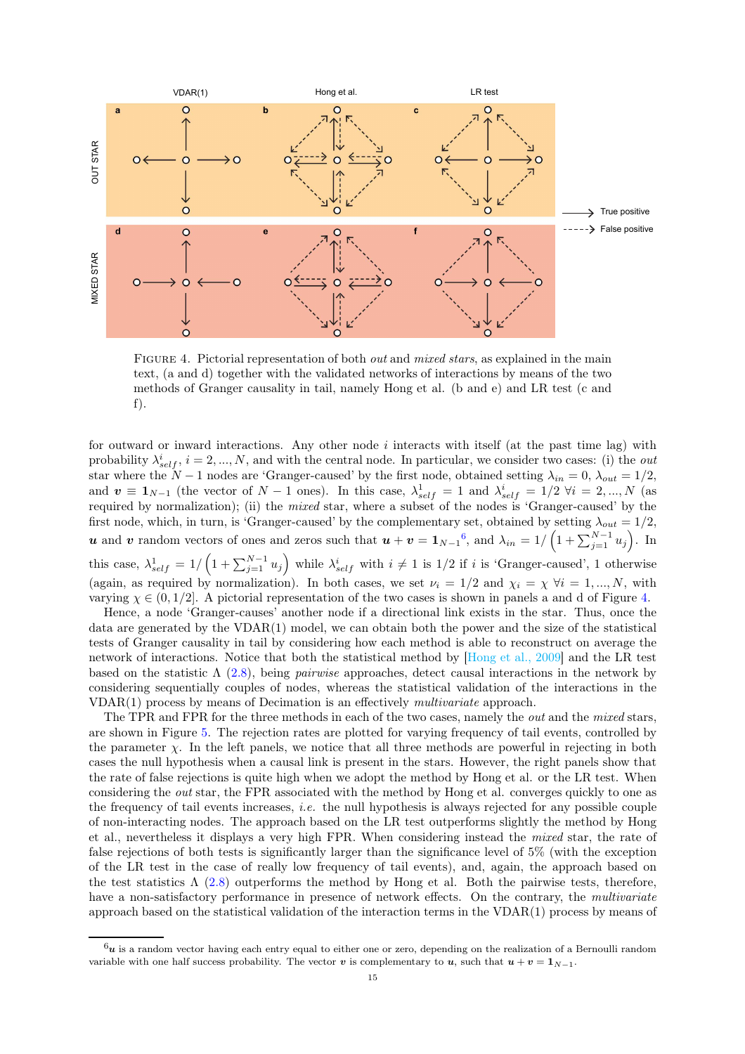FIGURE 4. Pictorial representation of both *out* and *mixed stars*, as explained in the main text, (a and d) together with the validated networks of interactions by means of the two methods of Granger causality in tail, namely Hong et al. (b and e) and LR test (c and f).

for outward or inward interactions. Any other node $i$ interacts with itself (at the past time lag) with probability $\lambda^i_{self}$, $i = 2, ..., N$, and with the central node. In particular, we consider two cases: (i) the *out* star where the $N-1$ nodes are 'Granger-caused' by the first node, obtained setting $\lambda_{in} = 0$, $\lambda_{out} = 1/2$, and $\boldsymbol{v} \equiv \mathbf{1}_{N-1}$ (the vector of $N-1$ ones). In this case, $\lambda^1_{self} = 1$ and $\lambda^i_{self} = 1/2$ $\forall i = 2, ..., N$ (as required by normalization); (ii) the *mixed* star, where a subset of the nodes is 'Granger-caused' by the first node, which, in turn, is 'Granger-caused' by the complementary set, obtained by setting $\lambda_{out} = 1/2$, $\boldsymbol{u}$ and $\boldsymbol{v}$ random vectors of ones and zeros such that $\boldsymbol{u} + \boldsymbol{v} = \mathbf{1}_{N-1}$[6], and $\lambda_{in} = 1/\left(1 + \sum_{j=1}^{N-1} u_j\right)$. In this case, $\lambda^1_{self} = 1/\left(1 + \sum_{j=1}^{N-1} u_j\right)$ while $\lambda^i_{self}$ with $i \neq 1$ is 1/2 if $i$ is 'Granger-caused', 1 otherwise (again, as required by normalization). In both cases, we set $\nu_i = 1/2$ and $\chi_i = \chi$ $\forall i = 1, ..., N$, with varying $\chi \in (0, 1/2]$. A pictorial representation of the two cases is shown in panels a and d of Figure 4.

Hence, a node 'Granger-causes' another node if a directional link exists in the star. Thus, once the data are generated by the VDAR(1) model, we can obtain both the power and the size of the statistical tests of Granger causality in tail by considering how each method is able to reconstruct on average the network of interactions. Notice that both the statistical method by [Hong et al., 2009] and the LR test based on the statistic $\Lambda$ (2.8), being *pairwise* approaches, detect causal interactions in the network by considering sequentially couples of nodes, whereas the statistical validation of the interactions in the VDAR(1) process by means of Decimation is an effectively *multivariate* approach.

The TPR and FPR for the three methods in each of the two cases, namely the *out* and the *mixed* stars, are shown in Figure 5. The rejection rates are plotted for varying frequency of tail events, controlled by the parameter $\chi$. In the left panels, we notice that all three methods are powerful in rejecting in both cases the null hypothesis when a causal link is present in the stars. However, the right panels show that the rate of false rejections is quite high when we adopt the method by Hong et al. or the LR test. When considering the *out* star, the FPR associated with the method by Hong et al. converges quickly to one as the frequency of tail events increases, *i.e.* the null hypothesis is always rejected for any possible couple of non-interacting nodes. The approach based on the LR test outperforms slightly the method by Hong et al., nevertheless it displays a very high FPR. When considering instead the *mixed* star, the rate of false rejections of both tests is significantly larger than the significance level of 5% (with the exception of the LR test in the case of really low frequency of tail events), and, again, the approach based on the test statistics $\Lambda$ (2.8) outperforms the method by Hong et al. Both the pairwise tests, therefore, have a non-satisfactory performance in presence of network effects. On the contrary, the *multivariate* approach based on the statistical validation of the interaction terms in the VDAR(1) process by means of

[6] $\boldsymbol{u}$ is a random vector having each entry equal to either one or zero, depending on the realization of a Bernoulli random variable with one half success probability. The vector $\boldsymbol{v}$ is complementary to $\boldsymbol{u}$, such that $\boldsymbol{u} + \boldsymbol{v} = \mathbf{1}_{N-1}$.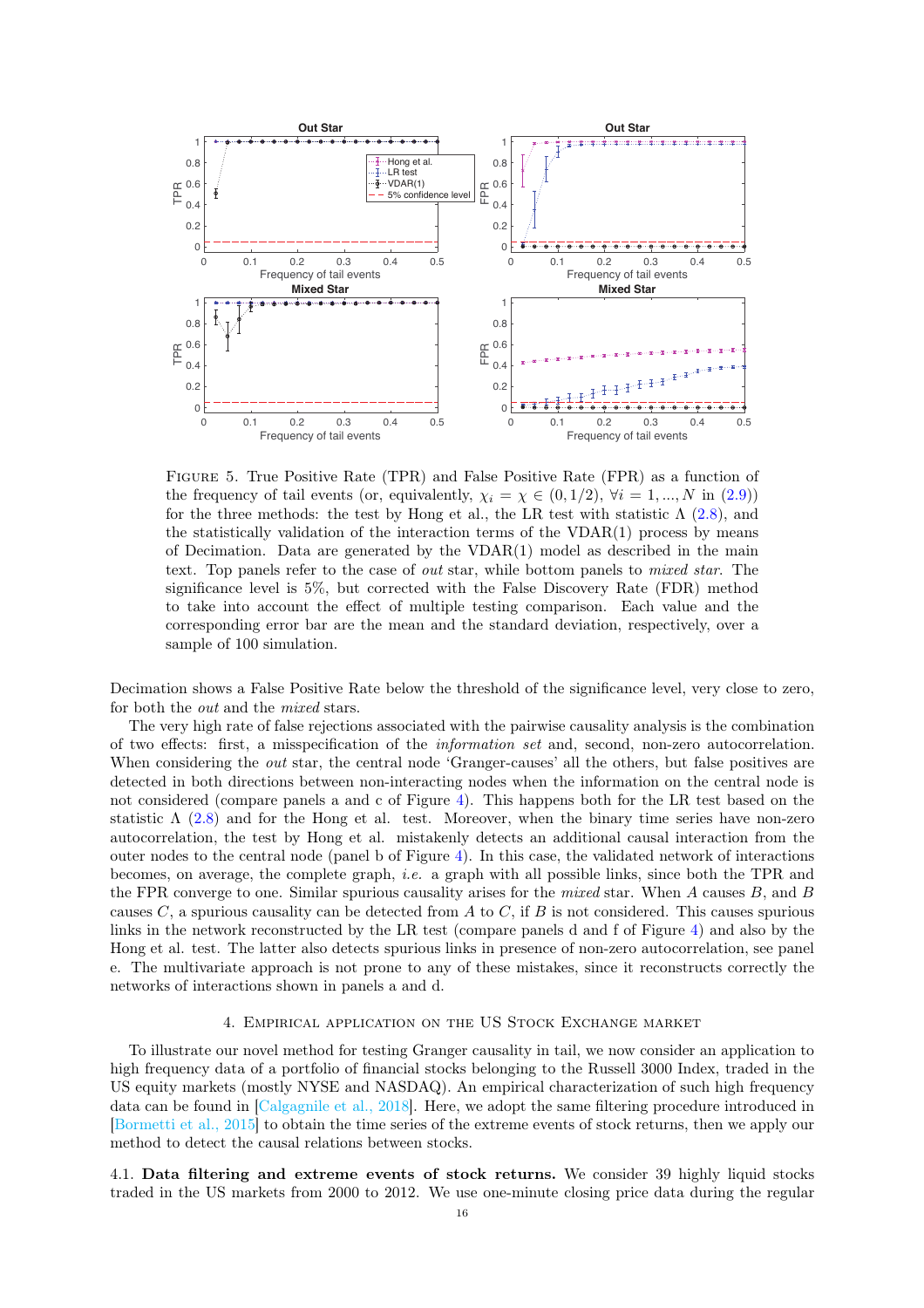Figure 5. True Positive Rate (TPR) and False Positive Rate (FPR) as a function of the frequency of tail events (or, equivalently, $\chi_i = \chi \in (0, 1/2)$, $\forall i = 1, ..., N$ in (2.9)) for the three methods: the test by Hong et al., the LR test with statistic $\Lambda$ (2.8), and the statistically validation of the interaction terms of the VDAR(1) process by means of Decimation. Data are generated by the VDAR(1) model as described in the main text. Top panels refer to the case of *out* star, while bottom panels to *mixed star*. The significance level is 5%, but corrected with the False Discovery Rate (FDR) method to take into account the effect of multiple testing comparison. Each value and the corresponding error bar are the mean and the standard deviation, respectively, over a sample of 100 simulation.

Decimation shows a False Positive Rate below the threshold of the significance level, very close to zero, for both the *out* and the *mixed* stars.

The very high rate of false rejections associated with the pairwise causality analysis is the combination of two effects: first, a misspecification of the *information set* and, second, non-zero autocorrelation. When considering the *out* star, the central node 'Granger-causes' all the others, but false positives are detected in both directions between non-interacting nodes when the information on the central node is not considered (compare panels a and c of Figure 4). This happens both for the LR test based on the statistic $\Lambda$ (2.8) and for the Hong et al. test. Moreover, when the binary time series have non-zero autocorrelation, the test by Hong et al. mistakenly detects an additional causal interaction from the outer nodes to the central node (panel b of Figure 4). In this case, the validated network of interactions becomes, on average, the complete graph, *i.e.* a graph with all possible links, since both the TPR and the FPR converge to one. Similar spurious causality arises for the *mixed* star. When $A$ causes $B$, and $B$ causes $C$, a spurious causality can be detected from $A$ to $C$, if $B$ is not considered. This causes spurious links in the network reconstructed by the LR test (compare panels d and f of Figure 4) and also by the Hong et al. test. The latter also detects spurious links in presence of non-zero autocorrelation, see panel e. The multivariate approach is not prone to any of these mistakes, since it reconstructs correctly the networks of interactions shown in panels a and d.

## 4. Empirical application on the US Stock Exchange market

To illustrate our novel method for testing Granger causality in tail, we now consider an application to high frequency data of a portfolio of financial stocks belonging to the Russell 3000 Index, traded in the US equity markets (mostly NYSE and NASDAQ). An empirical characterization of such high frequency data can be found in [Calgagnile et al., 2018]. Here, we adopt the same filtering procedure introduced in [Bormetti et al., 2015] to obtain the time series of the extreme events of stock returns, then we apply our method to detect the causal relations between stocks.

### 4.1. Data filtering and extreme events of stock returns.

We consider 39 highly liquid stocks traded in the US markets from 2000 to 2012. We use one-minute closing price data during the regular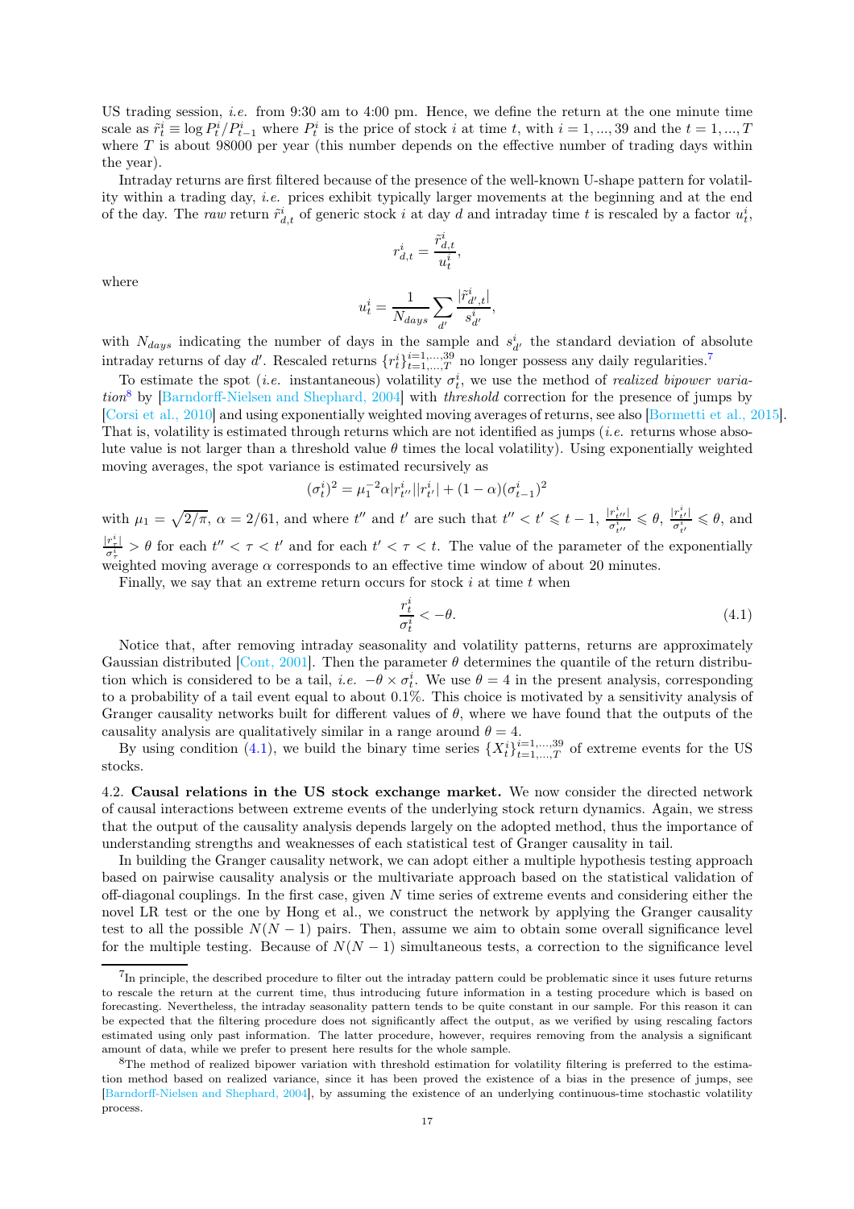US trading session, *i.e.* from 9:30 am to 4:00 pm. Hence, we define the return at the one minute time scale as $\tilde{r}^i_t \equiv \log P^i_t / P^i_{t-1}$ where $P^i_t$ is the price of stock $i$ at time $t$, with $i = 1, ..., 39$ and the $t = 1, ..., T$ where $T$ is about 98000 per year (this number depends on the effective number of trading days within the year).

Intraday returns are first filtered because of the presence of the well-known U-shape pattern for volatility within a trading day, *i.e.* prices exhibit typically larger movements at the beginning and at the end of the day. The *raw* return $\tilde{r}^i_{d,t}$ of generic stock $i$ at day $d$ and intraday time $t$ is rescaled by a factor $u^i_t$,

$$r^i_{d,t} = \frac{\tilde{r}^i_{d,t}}{u^i_t},$$

where

$$u^i_t = \frac{1}{N_{days}} \sum_{d'} \frac{|\tilde{r}^i_{d',t}|}{s^i_{d'}},$$

with $N_{days}$ indicating the number of days in the sample and $s^i_{d'}$ the standard deviation of absolute intraday returns of day $d'$. Rescaled returns $\{r^i_t\}^{i=1,...,39}_{t=1,...,T}$ no longer possess any daily regularities.[7]

To estimate the spot (*i.e.* instantaneous) volatility $\sigma^i_t$, we use the method of *realized bipower variation*[8] by [Barndorff-Nielsen and Shephard, 2004] with *threshold* correction for the presence of jumps by [Corsi et al., 2010] and using exponentially weighted moving averages of returns, see also [Bormetti et al., 2015]. That is, volatility is estimated through returns which are not identified as jumps (*i.e.* returns whose absolute value is not larger than a threshold value $\theta$ times the local volatility). Using exponentially weighted moving averages, the spot variance is estimated recursively as

$$(\sigma^i_t)^2 = \mu_1^{-2} \alpha |r^i_{t''}||r^i_{t'}| + (1 - \alpha)(\sigma^i_{t-1})^2$$

with $\mu_1 = \sqrt{2/\pi}$, $\alpha = 2/61$, and where $t''$ and $t'$ are such that $t'' < t' \leqslant t - 1$, $\frac{|r^i_{t''}|}{\sigma^i_{t''}} \leqslant \theta$, $\frac{|r^i_{t'}|}{\sigma^i_{t'}} \leqslant \theta$, and $\frac{|r^i_\tau|}{\sigma^i_\tau} > \theta$ for each $t'' < \tau < t'$ and for each $t' < \tau < t$. The value of the parameter of the exponentially weighted moving average $\alpha$ corresponds to an effective time window of about 20 minutes.

Finally, we say that an extreme return occurs for stock $i$ at time $t$ when

$$\frac{r^i_t}{\sigma^i_t} < -\theta. \tag{4.1}$$

Notice that, after removing intraday seasonality and volatility patterns, returns are approximately Gaussian distributed [Cont, 2001]. Then the parameter $\theta$ determines the quantile of the return distribution which is considered to be a tail, *i.e.* $-\theta \times \sigma^i_t$. We use $\theta = 4$ in the present analysis, corresponding to a probability of a tail event equal to about 0.1%. This choice is motivated by a sensitivity analysis of Granger causality networks built for different values of $\theta$, where we have found that the outputs of the causality analysis are qualitatively similar in a range around $\theta = 4$.

By using condition (4.1), we build the binary time series $\{X^i_t\}^{i=1,...,39}_{t=1,...,T}$ of extreme events for the US stocks.

4.2. **Causal relations in the US stock exchange market.** We now consider the directed network of causal interactions between extreme events of the underlying stock return dynamics. Again, we stress that the output of the causality analysis depends largely on the adopted method, thus the importance of understanding strengths and weaknesses of each statistical test of Granger causality in tail.

In building the Granger causality network, we can adopt either a multiple hypothesis testing approach based on pairwise causality analysis or the multivariate approach based on the statistical validation of off-diagonal couplings. In the first case, given $N$ time series of extreme events and considering either the novel LR test or the one by Hong et al., we construct the network by applying the Granger causality test to all the possible $N(N-1)$ pairs. Then, assume we aim to obtain some overall significance level for the multiple testing. Because of $N(N-1)$ simultaneous tests, a correction to the significance level

---

[7] In principle, the described procedure to filter out the intraday pattern could be problematic since it uses future returns to rescale the return at the current time, thus introducing future information in a testing procedure which is based on forecasting. Nevertheless, the intraday seasonality pattern tends to be quite constant in our sample. For this reason it can be expected that the filtering procedure does not significantly affect the output, as we verified by using rescaling factors estimated using only past information. The latter procedure, however, requires removing from the analysis a significant amount of data, while we prefer to present here results for the whole sample.

[8] The method of realized bipower variation with threshold estimation for volatility filtering is preferred to the estimation method based on realized variance, since it has been proved the existence of a bias in the presence of jumps, see [Barndorff-Nielsen and Shephard, 2004], by assuming the existence of an underlying continuous-time stochastic volatility process.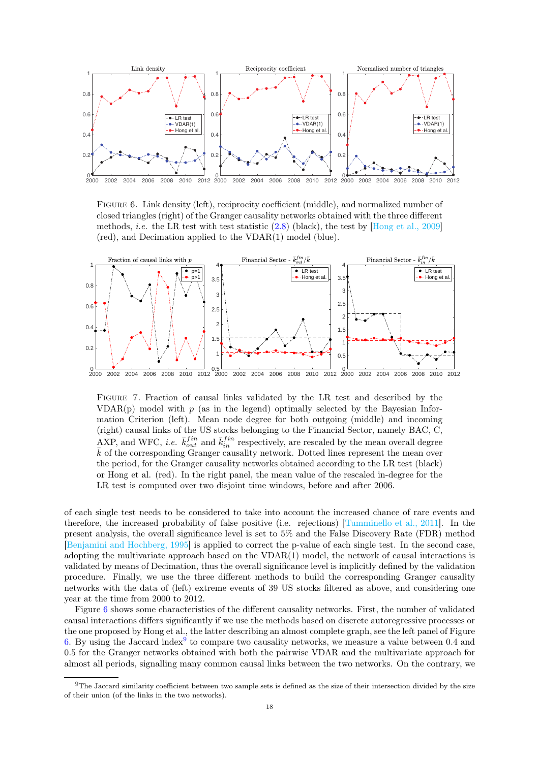FIGURE 6. Link density (left), reciprocity coefficient (middle), and normalized number of closed triangles (right) of the Granger causality networks obtained with the three different methods, *i.e.* the LR test with test statistic (2.8) (black), the test by [Hong et al., 2009] (red), and Decimation applied to the VDAR(1) model (blue).

FIGURE 7. Fraction of causal links validated by the LR test and described by the VDAR(p) model with $p$ (as in the legend) optimally selected by the Bayesian Information Criterion (left). Mean node degree for both outgoing (middle) and incoming (right) causal links of the US stocks belonging to the Financial Sector, namely BAC, C, AXP, and WFC, *i.e.* $\bar{k}^{fin}_{out}$ and $\bar{k}^{fin}_{in}$ respectively, are rescaled by the mean overall degree $\bar{k}$ of the corresponding Granger causality network. Dotted lines represent the mean over the period, for the Granger causality networks obtained according to the LR test (black) or Hong et al. (red). In the right panel, the mean value of the rescaled in-degree for the LR test is computed over two disjoint time windows, before and after 2006.

of each single test needs to be considered to take into account the increased chance of rare events and therefore, the increased probability of false positive (i.e. rejections) [Tumminello et al., 2011]. In the present analysis, the overall significance level is set to 5% and the False Discovery Rate (FDR) method [Benjamini and Hochberg, 1995] is applied to correct the p-value of each single test. In the second case, adopting the multivariate approach based on the VDAR(1) model, the network of causal interactions is validated by means of Decimation, thus the overall significance level is implicitly defined by the validation procedure. Finally, we use the three different methods to build the corresponding Granger causality networks with the data of (left) extreme events of 39 US stocks filtered as above, and considering one year at the time from 2000 to 2012.

Figure 6 shows some characteristics of the different causality networks. First, the number of validated causal interactions differs significantly if we use the methods based on discrete autoregressive processes or the one proposed by Hong et al., the latter describing an almost complete graph, see the left panel of Figure 6. By using the Jaccard index[9] to compare two causality networks, we measure a value between 0.4 and 0.5 for the Granger networks obtained with both the pairwise VDAR and the multivariate approach for almost all periods, signalling many common causal links between the two networks. On the contrary, we

[9]The Jaccard similarity coefficient between two sample sets is defined as the size of their intersection divided by the size of their union (of the links in the two networks).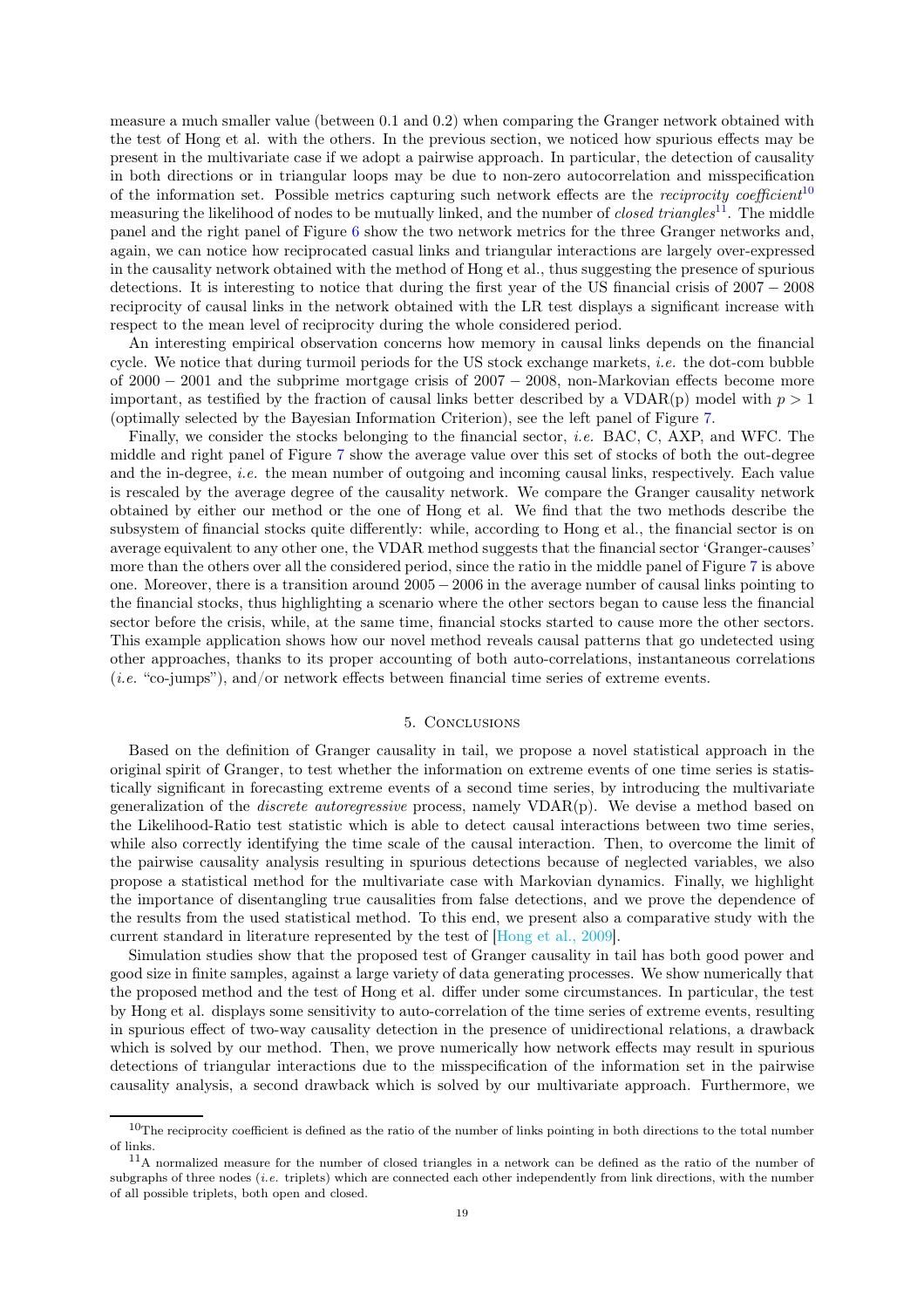measure a much smaller value (between 0.1 and 0.2) when comparing the Granger network obtained with the test of Hong et al. with the others. In the previous section, we noticed how spurious effects may be present in the multivariate case if we adopt a pairwise approach. In particular, the detection of causality in both directions or in triangular loops may be due to non-zero autocorrelation and misspecification of the information set. Possible metrics capturing such network effects are the *reciprocity coefficient*[10] measuring the likelihood of nodes to be mutually linked, and the number of *closed triangles*[11]. The middle panel and the right panel of Figure 6 show the two network metrics for the three Granger networks and, again, we can notice how reciprocated casual links and triangular interactions are largely over-expressed in the causality network obtained with the method of Hong et al., thus suggesting the presence of spurious detections. It is interesting to notice that during the first year of the US financial crisis of $2007-2008$ reciprocity of causal links in the network obtained with the LR test displays a significant increase with respect to the mean level of reciprocity during the whole considered period.

An interesting empirical observation concerns how memory in causal links depends on the financial cycle. We notice that during turmoil periods for the US stock exchange markets, *i.e.* the dot-com bubble of $2000-2001$ and the subprime mortgage crisis of $2007-2008$, non-Markovian effects become more important, as testified by the fraction of causal links better described by a VDAR(p) model with $p>1$ (optimally selected by the Bayesian Information Criterion), see the left panel of Figure 7.

Finally, we consider the stocks belonging to the financial sector, *i.e.* BAC, C, AXP, and WFC. The middle and right panel of Figure 7 show the average value over this set of stocks of both the out-degree and the in-degree, *i.e.* the mean number of outgoing and incoming causal links, respectively. Each value is rescaled by the average degree of the causality network. We compare the Granger causality network obtained by either our method or the one of Hong et al. We find that the two methods describe the subsystem of financial stocks quite differently: while, according to Hong et al., the financial sector is on average equivalent to any other one, the VDAR method suggests that the financial sector 'Granger-causes' more than the others over all the considered period, since the ratio in the middle panel of Figure 7 is above one. Moreover, there is a transition around $2005-2006$ in the average number of causal links pointing to the financial stocks, thus highlighting a scenario where the other sectors began to cause less the financial sector before the crisis, while, at the same time, financial stocks started to cause more the other sectors. This example application shows how our novel method reveals causal patterns that go undetected using other approaches, thanks to its proper accounting of both auto-correlations, instantaneous correlations (*i.e.* "co-jumps"), and/or network effects between financial time series of extreme events.

## 5. Conclusions

Based on the definition of Granger causality in tail, we propose a novel statistical approach in the original spirit of Granger, to test whether the information on extreme events of one time series is statistically significant in forecasting extreme events of a second time series, by introducing the multivariate generalization of the *discrete autoregressive* process, namely VDAR(p). We devise a method based on the Likelihood-Ratio test statistic which is able to detect causal interactions between two time series, while also correctly identifying the time scale of the causal interaction. Then, to overcome the limit of the pairwise causality analysis resulting in spurious detections because of neglected variables, we also propose a statistical method for the multivariate case with Markovian dynamics. Finally, we highlight the importance of disentangling true causalities from false detections, and we prove the dependence of the results from the used statistical method. To this end, we present also a comparative study with the current standard in literature represented by the test of [Hong et al., 2009].

Simulation studies show that the proposed test of Granger causality in tail has both good power and good size in finite samples, against a large variety of data generating processes. We show numerically that the proposed method and the test of Hong et al. differ under some circumstances. In particular, the test by Hong et al. displays some sensitivity to auto-correlation of the time series of extreme events, resulting in spurious effect of two-way causality detection in the presence of unidirectional relations, a drawback which is solved by our method. Then, we prove numerically how network effects may result in spurious detections of triangular interactions due to the misspecification of the information set in the pairwise causality analysis, a second drawback which is solved by our multivariate approach. Furthermore, we

---

[10] The reciprocity coefficient is defined as the ratio of the number of links pointing in both directions to the total number of links.

[11] A normalized measure for the number of closed triangles in a network can be defined as the ratio of the number of subgraphs of three nodes (*i.e.* triplets) which are connected each other independently from link directions, with the number of all possible triplets, both open and closed.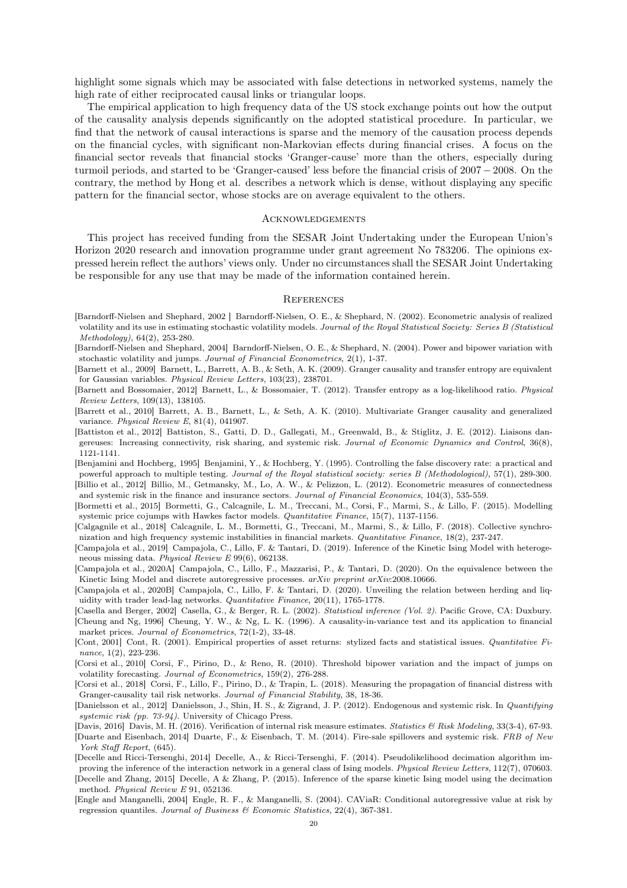highlight some signals which may be associated with false detections in networked systems, namely the high rate of either reciprocated causal links or triangular loops.

The empirical application to high frequency data of the US stock exchange points out how the output of the causality analysis depends significantly on the adopted statistical procedure. In particular, we find that the network of causal interactions is sparse and the memory of the causation process depends on the financial cycles, with significant non-Markovian effects during financial crises. A focus on the financial sector reveals that financial stocks 'Granger-cause' more than the others, especially during turmoil periods, and started to be 'Granger-caused' less before the financial crisis of $2007-2008$. On the contrary, the method by Hong et al. describes a network which is dense, without displaying any specific pattern for the financial sector, whose stocks are on average equivalent to the others.

## Acknowledgements

This project has received funding from the SESAR Joint Undertaking under the European Union's Horizon 2020 research and innovation programme under grant agreement No 783206. The opinions expressed herein reflect the authors' views only. Under no circumstances shall the SESAR Joint Undertaking be responsible for any use that may be made of the information contained herein.

## References

[Barndorff-Nielsen and Shephard, 2002 ] Barndorff-Nielsen, O. E., & Shephard, N. (2002). Econometric analysis of realized volatility and its use in estimating stochastic volatility models. *Journal of the Royal Statistical Society: Series B (Statistical Methodology)*, 64(2), 253-280.

[Barndorff-Nielsen and Shephard, 2004] Barndorff-Nielsen, O. E., & Shephard, N. (2004). Power and bipower variation with stochastic volatility and jumps. *Journal of Financial Econometrics*, 2(1), 1-37.

[Barnett et al., 2009] Barnett, L., Barrett, A. B., & Seth, A. K. (2009). Granger causality and transfer entropy are equivalent for Gaussian variables. *Physical Review Letters*, 103(23), 238701.

[Barnett and Bossomaier, 2012] Barnett, L., & Bossomaier, T. (2012). Transfer entropy as a log-likelihood ratio. *Physical Review Letters*, 109(13), 138105.

[Barrett et al., 2010] Barrett, A. B., Barnett, L., & Seth, A. K. (2010). Multivariate Granger causality and generalized variance. *Physical Review E*, 81(4), 041907.

[Battiston et al., 2012] Battiston, S., Gatti, D. D., Gallegati, M., Greenwald, B., & Stiglitz, J. E. (2012). Liaisons dangereuses: Increasing connectivity, risk sharing, and systemic risk. *Journal of Economic Dynamics and Control*, 36(8), 1121-1141.

[Benjamini and Hochberg, 1995] Benjamini, Y., & Hochberg, Y. (1995). Controlling the false discovery rate: a practical and powerful approach to multiple testing. *Journal of the Royal statistical society: series B (Methodological)*, 57(1), 289-300.

[Billio et al., 2012] Billio, M., Getmansky, M., Lo, A. W., & Pelizzon, L. (2012). Econometric measures of connectedness and systemic risk in the finance and insurance sectors. *Journal of Financial Economics*, 104(3), 535-559.

[Bormetti et al., 2015] Bormetti, G., Calcagnile, L. M., Treccani, M., Corsi, F., Marmi, S., & Lillo, F. (2015). Modelling systemic price cojumps with Hawkes factor models. *Quantitative Finance*, 15(7), 1137-1156.

[Calgagnile et al., 2018] Calcagnile, L. M., Bormetti, G., Treccani, M., Marmi, S., & Lillo, F. (2018). Collective synchronization and high frequency systemic instabilities in financial markets. *Quantitative Finance*, 18(2), 237-247.

[Campajola et al., 2019] Campajola, C., Lillo, F. & Tantari, D. (2019). Inference of the Kinetic Ising Model with heterogeneous missing data. *Physical Review E* 99(6), 062138.

[Campajola et al., 2020A] Campajola, C., Lillo, F., Mazzarisi, P., & Tantari, D. (2020). On the equivalence between the Kinetic Ising Model and discrete autoregressive processes. *arXiv preprint arXiv*:2008.10666.

[Campajola et al., 2020B] Campajola, C., Lillo, F. & Tantari, D. (2020). Unveiling the relation between herding and liquidity with trader lead-lag networks. *Quantitative Finance*, 20(11), 1765-1778.

[Casella and Berger, 2002] Casella, G., & Berger, R. L. (2002). *Statistical inference (Vol. 2)*. Pacific Grove, CA: Duxbury.

[Cheung and Ng, 1996] Cheung, Y. W., & Ng, L. K. (1996). A causality-in-variance test and its application to financial market prices. *Journal of Econometrics*, 72(1-2), 33-48.

[Cont, 2001] Cont, R. (2001). Empirical properties of asset returns: stylized facts and statistical issues. *Quantitative Finance*, 1(2), 223-236.

[Corsi et al., 2010] Corsi, F., Pirino, D., & Reno, R. (2010). Threshold bipower variation and the impact of jumps on volatility forecasting. *Journal of Econometrics*, 159(2), 276-288.

[Corsi et al., 2018] Corsi, F., Lillo, F., Pirino, D., & Trapin, L. (2018). Measuring the propagation of financial distress with Granger-causality tail risk networks. *Journal of Financial Stability*, 38, 18-36.

[Danielsson et al., 2012] Danielsson, J., Shin, H. S., & Zigrand, J. P. (2012). Endogenous and systemic risk. In *Quantifying systemic risk (pp. 73-94)*. University of Chicago Press.

[Davis, 2016] Davis, M. H. (2016). Verification of internal risk measure estimates. *Statistics & Risk Modeling*, 33(3-4), 67-93.

[Duarte and Eisenbach, 2014] Duarte, F., & Eisenbach, T. M. (2014). Fire-sale spillovers and systemic risk. *FRB of New York Staff Report*, (645).

[Decelle and Ricci-Tersenghi, 2014] Decelle, A., & Ricci-Tersenghi, F. (2014). Pseudolikelihood decimation algorithm improving the inference of the interaction network in a general class of Ising models. *Physical Review Letters*, 112(7), 070603.

[Decelle and Zhang, 2015] Decelle, A & Zhang, P. (2015). Inference of the sparse kinetic Ising model using the decimation method. *Physical Review E* 91, 052136.

[Engle and Manganelli, 2004] Engle, R. F., & Manganelli, S. (2004). CAViaR: Conditional autoregressive value at risk by regression quantiles. *Journal of Business & Economic Statistics*, 22(4), 367-381.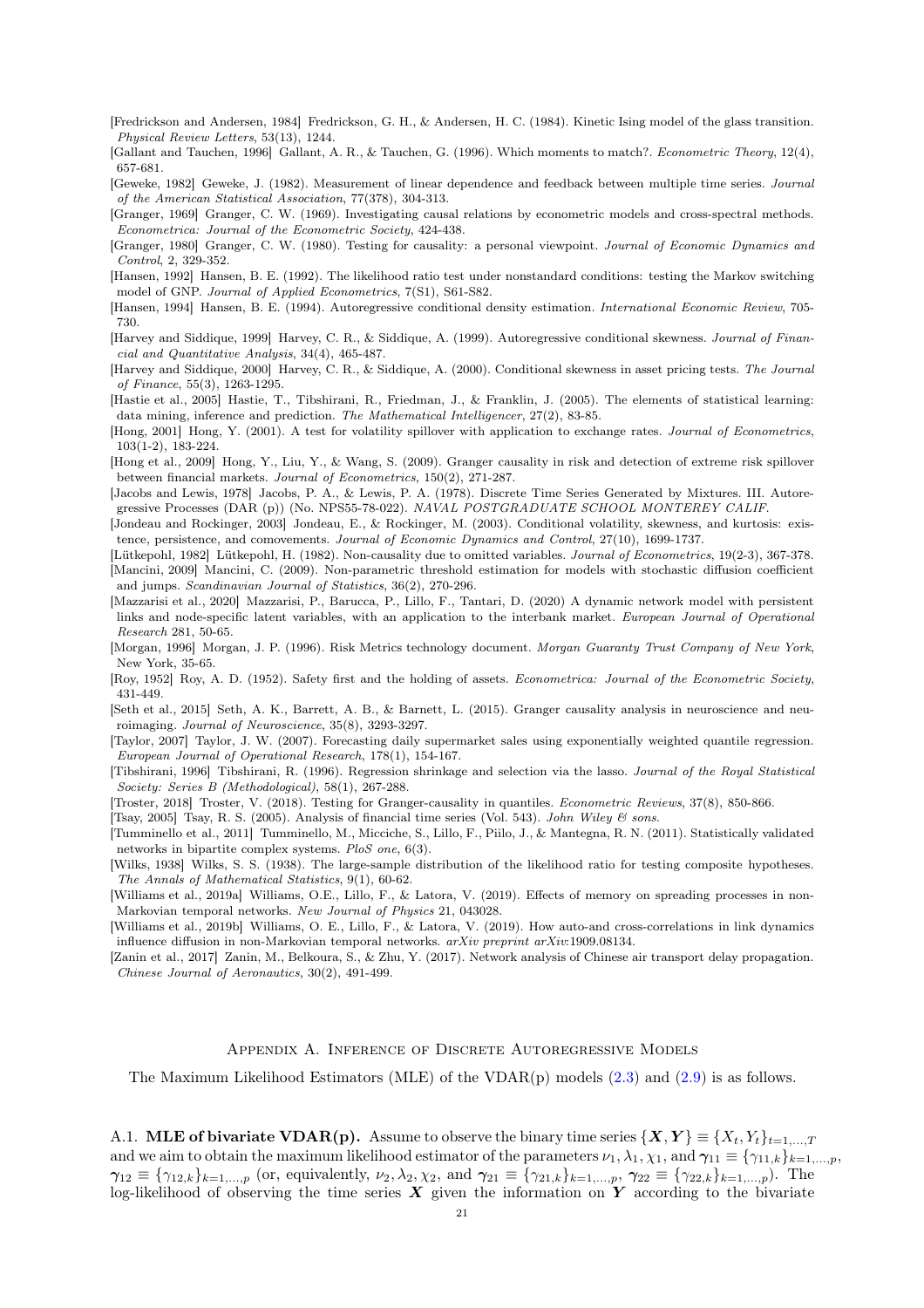[Fredrickson and Andersen, 1984] Fredrickson, G. H., & Andersen, H. C. (1984). Kinetic Ising model of the glass transition. *Physical Review Letters*, 53(13), 1244.

[Gallant and Tauchen, 1996] Gallant, A. R., & Tauchen, G. (1996). Which moments to match?. *Econometric Theory*, 12(4), 657-681.

[Geweke, 1982] Geweke, J. (1982). Measurement of linear dependence and feedback between multiple time series. *Journal of the American Statistical Association*, 77(378), 304-313.

[Granger, 1969] Granger, C. W. (1969). Investigating causal relations by econometric models and cross-spectral methods. *Econometrica: Journal of the Econometric Society*, 424-438.

[Granger, 1980] Granger, C. W. (1980). Testing for causality: a personal viewpoint. *Journal of Economic Dynamics and Control*, 2, 329-352.

[Hansen, 1992] Hansen, B. E. (1992). The likelihood ratio test under nonstandard conditions: testing the Markov switching model of GNP. *Journal of Applied Econometrics*, 7(S1), S61-S82.

[Hansen, 1994] Hansen, B. E. (1994). Autoregressive conditional density estimation. *International Economic Review*, 705-730.

[Harvey and Siddique, 1999] Harvey, C. R., & Siddique, A. (1999). Autoregressive conditional skewness. *Journal of Financial and Quantitative Analysis*, 34(4), 465-487.

[Harvey and Siddique, 2000] Harvey, C. R., & Siddique, A. (2000). Conditional skewness in asset pricing tests. *The Journal of Finance*, 55(3), 1263-1295.

[Hastie et al., 2005] Hastie, T., Tibshirani, R., Friedman, J., & Franklin, J. (2005). The elements of statistical learning: data mining, inference and prediction. *The Mathematical Intelligencer*, 27(2), 83-85.

[Hong, 2001] Hong, Y. (2001). A test for volatility spillover with application to exchange rates. *Journal of Econometrics*, 103(1-2), 183-224.

[Hong et al., 2009] Hong, Y., Liu, Y., & Wang, S. (2009). Granger causality in risk and detection of extreme risk spillover between financial markets. *Journal of Econometrics*, 150(2), 271-287.

[Jacobs and Lewis, 1978] Jacobs, P. A., & Lewis, P. A. (1978). Discrete Time Series Generated by Mixtures. III. Autoregressive Processes (DAR (p)) (No. NPS55-78-022). *NAVAL POSTGRADUATE SCHOOL MONTEREY CALIF.*

[Jondeau and Rockinger, 2003] Jondeau, E., & Rockinger, M. (2003). Conditional volatility, skewness, and kurtosis: existence, persistence, and comovements. *Journal of Economic Dynamics and Control*, 27(10), 1699-1737.

[Lütkepohl, 1982] Lütkepohl, H. (1982). Non-causality due to omitted variables. *Journal of Econometrics*, 19(2-3), 367-378.

[Mancini, 2009] Mancini, C. (2009). Non-parametric threshold estimation for models with stochastic diffusion coefficient and jumps. *Scandinavian Journal of Statistics*, 36(2), 270-296.

[Mazzarisi et al., 2020] Mazzarisi, P., Barucca, P., Lillo, F., Tantari, D. (2020) A dynamic network model with persistent links and node-specific latent variables, with an application to the interbank market. *European Journal of Operational Research* 281, 50-65.

[Morgan, 1996] Morgan, J. P. (1996). Risk Metrics technology document. *Morgan Guaranty Trust Company of New York*, New York, 35-65.

[Roy, 1952] Roy, A. D. (1952). Safety first and the holding of assets. *Econometrica: Journal of the Econometric Society*, 431-449.

[Seth et al., 2015] Seth, A. K., Barrett, A. B., & Barnett, L. (2015). Granger causality analysis in neuroscience and neuroimaging. *Journal of Neuroscience*, 35(8), 3293-3297.

[Taylor, 2007] Taylor, J. W. (2007). Forecasting daily supermarket sales using exponentially weighted quantile regression. *European Journal of Operational Research*, 178(1), 154-167.

[Tibshirani, 1996] Tibshirani, R. (1996). Regression shrinkage and selection via the lasso. *Journal of the Royal Statistical Society: Series B (Methodological)*, 58(1), 267-288.

[Troster, 2018] Troster, V. (2018). Testing for Granger-causality in quantiles. *Econometric Reviews*, 37(8), 850-866.

[Tsay, 2005] Tsay, R. S. (2005). Analysis of financial time series (Vol. 543). *John Wiley & sons.*

[Tumminello et al., 2011] Tumminello, M., Micciche, S., Lillo, F., Piilo, J., & Mantegna, R. N. (2011). Statistically validated networks in bipartite complex systems. *PloS one*, 6(3).

[Wilks, 1938] Wilks, S. S. (1938). The large-sample distribution of the likelihood ratio for testing composite hypotheses. *The Annals of Mathematical Statistics*, 9(1), 60-62.

[Williams et al., 2019a] Williams, O.E., Lillo, F., & Latora, V. (2019). Effects of memory on spreading processes in non-Markovian temporal networks. *New Journal of Physics* 21, 043028.

[Williams et al., 2019b] Williams, O. E., Lillo, F., & Latora, V. (2019). How auto-and cross-correlations in link dynamics influence diffusion in non-Markovian temporal networks. *arXiv preprint arXiv*:1909.08134.

[Zanin et al., 2017] Zanin, M., Belkoura, S., & Zhu, Y. (2017). Network analysis of Chinese air transport delay propagation. *Chinese Journal of Aeronautics*, 30(2), 491-499.

## Appendix A. Inference of Discrete Autoregressive Models

The Maximum Likelihood Estimators (MLE) of the VDAR(p) models (2.3) and (2.9) is as follows.

### A.1. MLE of bivariate VDAR(p).

Assume to observe the binary time series $\{\boldsymbol{X},\boldsymbol{Y}\} \equiv \{X_t, Y_t\}_{t=1,\dots,T}$ and we aim to obtain the maximum likelihood estimator of the parameters $\nu_1, \lambda_1, \chi_1$, and $\boldsymbol{\gamma}_{11} \equiv \{\gamma_{11,k}\}_{k=1,\dots,p}$, $\boldsymbol{\gamma}_{12} \equiv \{\gamma_{12,k}\}_{k=1,\dots,p}$ (or, equivalently, $\nu_2, \lambda_2, \chi_2$, and $\boldsymbol{\gamma}_{21} \equiv \{\gamma_{21,k}\}_{k=1,\dots,p}$, $\boldsymbol{\gamma}_{22} \equiv \{\gamma_{22,k}\}_{k=1,\dots,p}$). The log-likelihood of observing the time series $\boldsymbol{X}$ given the information on $\boldsymbol{Y}$ according to the bivariate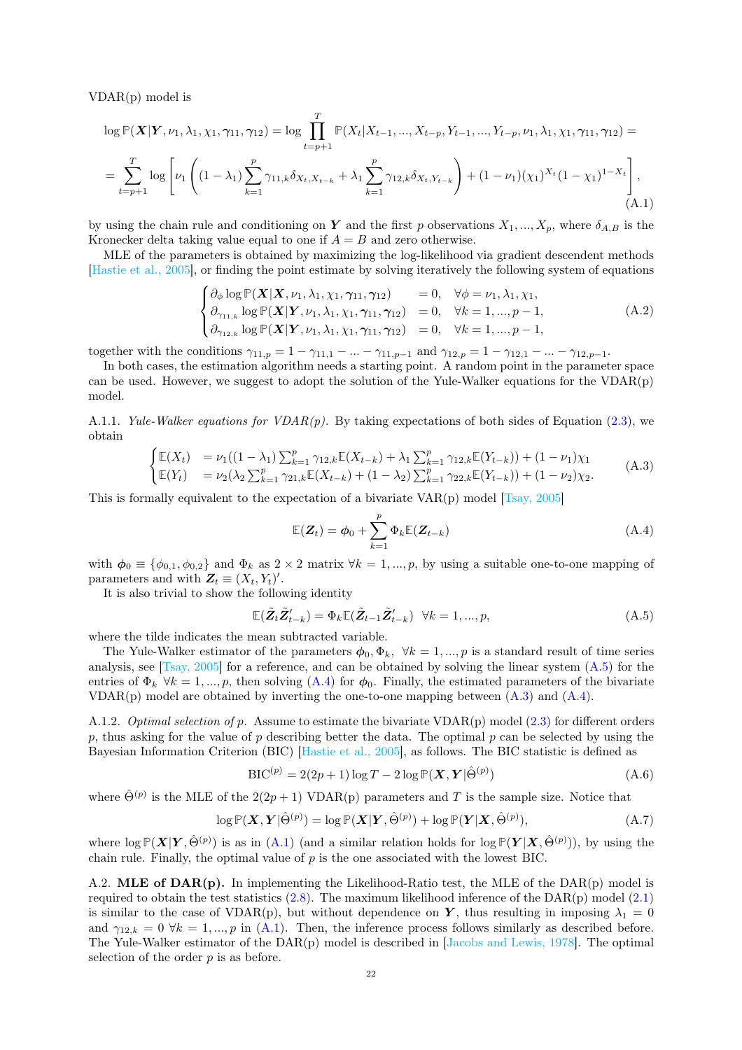VDAR(p) model is

$$\log \mathbb{P}(\boldsymbol{X}|\boldsymbol{Y}, \nu_1, \lambda_1, \chi_1, \boldsymbol{\gamma}_{11}, \boldsymbol{\gamma}_{12}) = \log \prod_{t=p+1}^{T} \mathbb{P}(X_t|X_{t-1}, ..., X_{t-p}, Y_{t-1}, ..., Y_{t-p}, \nu_1, \lambda_1, \chi_1, \boldsymbol{\gamma}_{11}, \boldsymbol{\gamma}_{12}) =$$

$$= \sum_{t=p+1}^{T} \log \left[ \nu_1 \left( (1-\lambda_1) \sum_{k=1}^{p} \gamma_{11,k} \delta_{X_t, X_{t-k}} + \lambda_1 \sum_{k=1}^{p} \gamma_{12,k} \delta_{X_t, Y_{t-k}} \right) + (1-\nu_1)(\chi_1)^{X_t} (1-\chi_1)^{1-X_t} \right], \tag{A.1}$$

by using the chain rule and conditioning on $\boldsymbol{Y}$ and the first $p$ observations $X_1, ..., X_p$, where $\delta_{A,B}$ is the Kronecker delta taking value equal to one if $A = B$ and zero otherwise.

MLE of the parameters is obtained by maximizing the log-likelihood via gradient descendent methods [Hastie et al., 2005], or finding the point estimate by solving iteratively the following system of equations

$$\begin{cases} \partial_\phi \log \mathbb{P}(\boldsymbol{X}|\boldsymbol{X}, \nu_1, \lambda_1, \chi_1, \boldsymbol{\gamma}_{11}, \boldsymbol{\gamma}_{12}) & = 0, \quad \forall \phi = \nu_1, \lambda_1, \chi_1, \\ \partial_{\gamma_{11,k}} \log \mathbb{P}(\boldsymbol{X}|\boldsymbol{Y}, \nu_1, \lambda_1, \chi_1, \boldsymbol{\gamma}_{11}, \boldsymbol{\gamma}_{12}) & = 0, \quad \forall k = 1, ..., p-1, \\ \partial_{\gamma_{12,k}} \log \mathbb{P}(\boldsymbol{X}|\boldsymbol{Y}, \nu_1, \lambda_1, \chi_1, \boldsymbol{\gamma}_{11}, \boldsymbol{\gamma}_{12}) & = 0, \quad \forall k = 1, ..., p-1, \end{cases} \tag{A.2}$$

together with the conditions $\gamma_{11,p} = 1 - \gamma_{11,1} - ... - \gamma_{11,p-1}$ and $\gamma_{12,p} = 1 - \gamma_{12,1} - ... - \gamma_{12,p-1}$.

In both cases, the estimation algorithm needs a starting point. A random point in the parameter space can be used. However, we suggest to adopt the solution of the Yule-Walker equations for the VDAR(p) model.

A.1.1. *Yule-Walker equations for VDAR(p).* By taking expectations of both sides of Equation (2.3), we obtain

$$\begin{cases} \mathbb{E}(X_t) & = \nu_1((1-\lambda_1)\sum_{k=1}^{p} \gamma_{12,k} \mathbb{E}(X_{t-k}) + \lambda_1 \sum_{k=1}^{p} \gamma_{12,k} \mathbb{E}(Y_{t-k})) + (1-\nu_1)\chi_1 \\ \mathbb{E}(Y_t) & = \nu_2(\lambda_2 \sum_{k=1}^{p} \gamma_{21,k} \mathbb{E}(X_{t-k}) + (1-\lambda_2)\sum_{k=1}^{p} \gamma_{22,k} \mathbb{E}(Y_{t-k})) + (1-\nu_2)\chi_2. \end{cases} \tag{A.3}$$

This is formally equivalent to the expectation of a bivariate VAR(p) model [Tsay, 2005]

$$\mathbb{E}(\boldsymbol{Z}_t) = \boldsymbol{\phi}_0 + \sum_{k=1}^{p} \Phi_k \mathbb{E}(\boldsymbol{Z}_{t-k}) \tag{A.4}$$

with $\boldsymbol{\phi}_0 \equiv \{\phi_{0,1}, \phi_{0,2}\}$ and $\Phi_k$ as $2 \times 2$ matrix $\forall k = 1, ..., p$, by using a suitable one-to-one mapping of parameters and with $\boldsymbol{Z}_t \equiv (X_t, Y_t)'$.

It is also trivial to show the following identity

$$\mathbb{E}(\tilde{\boldsymbol{Z}}_t \tilde{\boldsymbol{Z}}'_{t-k}) = \Phi_k \mathbb{E}(\tilde{\boldsymbol{Z}}_{t-1} \tilde{\boldsymbol{Z}}'_{t-k}) \ \ \forall k = 1, ..., p, \tag{A.5}$$

where the tilde indicates the mean subtracted variable.

The Yule-Walker estimator of the parameters $\boldsymbol{\phi}_0, \Phi_k, \ \forall k = 1, ..., p$ is a standard result of time series analysis, see [Tsay, 2005] for a reference, and can be obtained by solving the linear system (A.5) for the entries of $\Phi_k \ \forall k = 1, ..., p$, then solving (A.4) for $\boldsymbol{\phi}_0$. Finally, the estimated parameters of the bivariate VDAR(p) model are obtained by inverting the one-to-one mapping between (A.3) and (A.4).

A.1.2. *Optimal selection of p.* Assume to estimate the bivariate VDAR(p) model (2.3) for different orders $p$, thus asking for the value of $p$ describing better the data. The optimal $p$ can be selected by using the Bayesian Information Criterion (BIC) [Hastie et al., 2005], as follows. The BIC statistic is defined as

$$\text{BIC}^{(p)} = 2(2p+1)\log T - 2\log \mathbb{P}(\boldsymbol{X}, \boldsymbol{Y}|\hat{\Theta}^{(p)}) \tag{A.6}$$

where $\hat{\Theta}^{(p)}$ is the MLE of the $2(2p+1)$ VDAR(p) parameters and $T$ is the sample size. Notice that

$$\log \mathbb{P}(\boldsymbol{X}, \boldsymbol{Y}|\hat{\Theta}^{(p)}) = \log \mathbb{P}(\boldsymbol{X}|\boldsymbol{Y}, \hat{\Theta}^{(p)}) + \log \mathbb{P}(\boldsymbol{Y}|\boldsymbol{X}, \hat{\Theta}^{(p)}), \tag{A.7}$$

where $\log \mathbb{P}(\boldsymbol{X}|\boldsymbol{Y}, \hat{\Theta}^{(p)})$ is as in (A.1) (and a similar relation holds for $\log \mathbb{P}(\boldsymbol{Y}|\boldsymbol{X}, \hat{\Theta}^{(p)})$), by using the chain rule. Finally, the optimal value of $p$ is the one associated with the lowest BIC.

A.2. **MLE of DAR(p).** In implementing the Likelihood-Ratio test, the MLE of the DAR(p) model is required to obtain the test statistics (2.8). The maximum likelihood inference of the DAR(p) model (2.1) is similar to the case of VDAR(p), but without dependence on $\boldsymbol{Y}$, thus resulting in imposing $\lambda_1 = 0$ and $\gamma_{12,k} = 0 \ \forall k = 1, ..., p$ in (A.1). Then, the inference process follows similarly as described before. The Yule-Walker estimator of the DAR(p) model is described in [Jacobs and Lewis, 1978]. The optimal selection of the order $p$ is as before.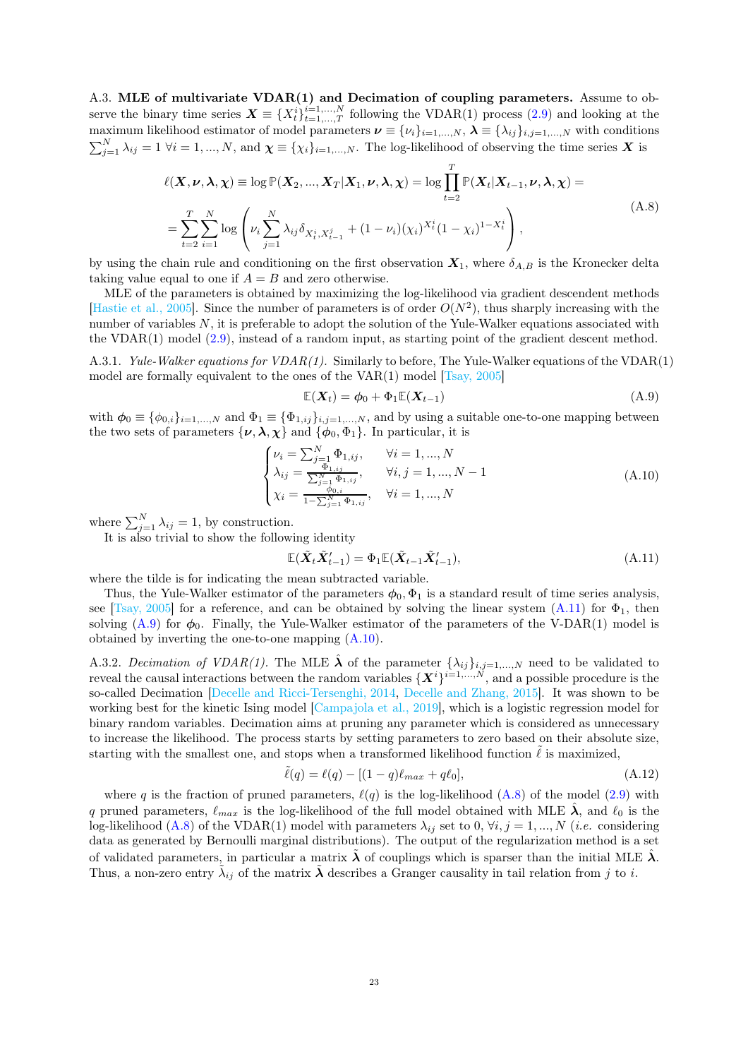A.3. **MLE of multivariate VDAR(1) and Decimation of coupling parameters.** Assume to observe the binary time series $\boldsymbol{X} \equiv \{X_t^i\}_{t=1,...,T}^{i=1,...,N}$ following the VDAR(1) process (2.9) and looking at the maximum likelihood estimator of model parameters $\boldsymbol{\nu} \equiv \{\nu_i\}_{i=1,...,N}$, $\boldsymbol{\lambda} \equiv \{\lambda_{ij}\}_{i,j=1,...,N}$ with conditions $\sum_{j=1}^N \lambda_{ij} = 1 \; \forall i = 1,...,N$, and $\boldsymbol{\chi} \equiv \{\chi_i\}_{i=1,...,N}$. The log-likelihood of observing the time series $\boldsymbol{X}$ is

$$
\begin{aligned}
\ell(\boldsymbol{X}, \boldsymbol{\nu}, \boldsymbol{\lambda}, \boldsymbol{\chi}) &\equiv \log \mathbb{P}(\boldsymbol{X}_2, ..., \boldsymbol{X}_T | \boldsymbol{X}_1, \boldsymbol{\nu}, \boldsymbol{\lambda}, \boldsymbol{\chi}) = \log \prod_{t=2}^T \mathbb{P}(\boldsymbol{X}_t | \boldsymbol{X}_{t-1}, \boldsymbol{\nu}, \boldsymbol{\lambda}, \boldsymbol{\chi}) = \\
&= \sum_{t=2}^T \sum_{i=1}^N \log \left( \nu_i \sum_{j=1}^N \lambda_{ij} \delta_{X_t^i, X_{t-1}^j} + (1-\nu_i)(\chi_i)^{X_t^i}(1-\chi_i)^{1-X_t^i} \right),
\end{aligned}
\tag{A.8}
$$

by using the chain rule and conditioning on the first observation $\boldsymbol{X}_1$, where $\delta_{A,B}$ is the Kronecker delta taking value equal to one if $A = B$ and zero otherwise.

MLE of the parameters is obtained by maximizing the log-likelihood via gradient descendent methods [Hastie et al., 2005]. Since the number of parameters is of order $O(N^2)$, thus sharply increasing with the number of variables $N$, it is preferable to adopt the solution of the Yule-Walker equations associated with the VDAR(1) model (2.9), instead of a random input, as starting point of the gradient descent method.

A.3.1. *Yule-Walker equations for VDAR(1).* Similarly to before, The Yule-Walker equations of the VDAR(1) model are formally equivalent to the ones of the VAR(1) model [Tsay, 2005]

$$
\mathbb{E}(\boldsymbol{X}_t) = \boldsymbol{\phi}_0 + \Phi_1 \mathbb{E}(\boldsymbol{X}_{t-1}) \tag{A.9}
$$

with $\boldsymbol{\phi}_0 \equiv \{\phi_{0,i}\}_{i=1,...,N}$ and $\Phi_1 \equiv \{\Phi_{1,ij}\}_{i,j=1,...,N}$, and by using a suitable one-to-one mapping between the two sets of parameters $\{\boldsymbol{\nu}, \boldsymbol{\lambda}, \boldsymbol{\chi}\}$ and $\{\boldsymbol{\phi}_0, \Phi_1\}$. In particular, it is

$$
\begin{cases}
\nu_i = \sum_{j=1}^N \Phi_{1,ij}, & \forall i = 1,...,N \\
\lambda_{ij} = \frac{\Phi_{1,ij}}{\sum_{j=1}^N \Phi_{1,ij}}, & \forall i,j = 1,...,N-1 \\
\chi_i = \frac{\phi_{0,i}}{1 - \sum_{j=1}^N \Phi_{1,ij}}, & \forall i = 1,...,N
\end{cases}
\tag{A.10}
$$

where $\sum_{j=1}^N \lambda_{ij} = 1$, by construction.

It is also trivial to show the following identity

$$
\mathbb{E}(\tilde{\boldsymbol{X}}_t \tilde{\boldsymbol{X}}_{t-1}') = \Phi_1 \mathbb{E}(\tilde{\boldsymbol{X}}_{t-1} \tilde{\boldsymbol{X}}_{t-1}'), \tag{A.11}
$$

where the tilde is for indicating the mean subtracted variable.

Thus, the Yule-Walker estimator of the parameters $\boldsymbol{\phi}_0, \Phi_1$ is a standard result of time series analysis, see [Tsay, 2005] for a reference, and can be obtained by solving the linear system (A.11) for $\Phi_1$, then solving (A.9) for $\boldsymbol{\phi}_0$. Finally, the Yule-Walker estimator of the parameters of the V-DAR(1) model is obtained by inverting the one-to-one mapping (A.10).

A.3.2. *Decimation of VDAR(1).* The MLE $\hat{\boldsymbol{\lambda}}$ of the parameter $\{\lambda_{ij}\}_{i,j=1,...,N}$ need to be validated to reveal the causal interactions between the random variables $\{\boldsymbol{X}^i\}^{i=1,...,N}$, and a possible procedure is the so-called Decimation [Decelle and Ricci-Tersenghi, 2014, Decelle and Zhang, 2015]. It was shown to be working best for the kinetic Ising model [Campajola et al., 2019], which is a logistic regression model for binary random variables. Decimation aims at pruning any parameter which is considered as unnecessary to increase the likelihood. The process starts by setting parameters to zero based on their absolute size, starting with the smallest one, and stops when a transformed likelihood function $\tilde{\ell}$ is maximized,

$$
\tilde{\ell}(q) = \ell(q) - [(1-q)\ell_{max} + q\ell_0], \tag{A.12}
$$

where $q$ is the fraction of pruned parameters, $\ell(q)$ is the log-likelihood (A.8) of the model (2.9) with $q$ pruned parameters, $\ell_{max}$ is the log-likelihood of the full model obtained with MLE $\hat{\boldsymbol{\lambda}}$, and $\ell_0$ is the log-likelihood (A.8) of the VDAR(1) model with parameters $\lambda_{ij}$ set to 0, $\forall i,j = 1,...,N$ (*i.e.* considering data as generated by Bernoulli marginal distributions). The output of the regularization method is a set of validated parameters, in particular a matrix $\tilde{\boldsymbol{\lambda}}$ of couplings which is sparser than the initial MLE $\hat{\boldsymbol{\lambda}}$. Thus, a non-zero entry $\tilde{\lambda}_{ij}$ of the matrix $\tilde{\boldsymbol{\lambda}}$ describes a Granger causality in tail relation from $j$ to $i$.